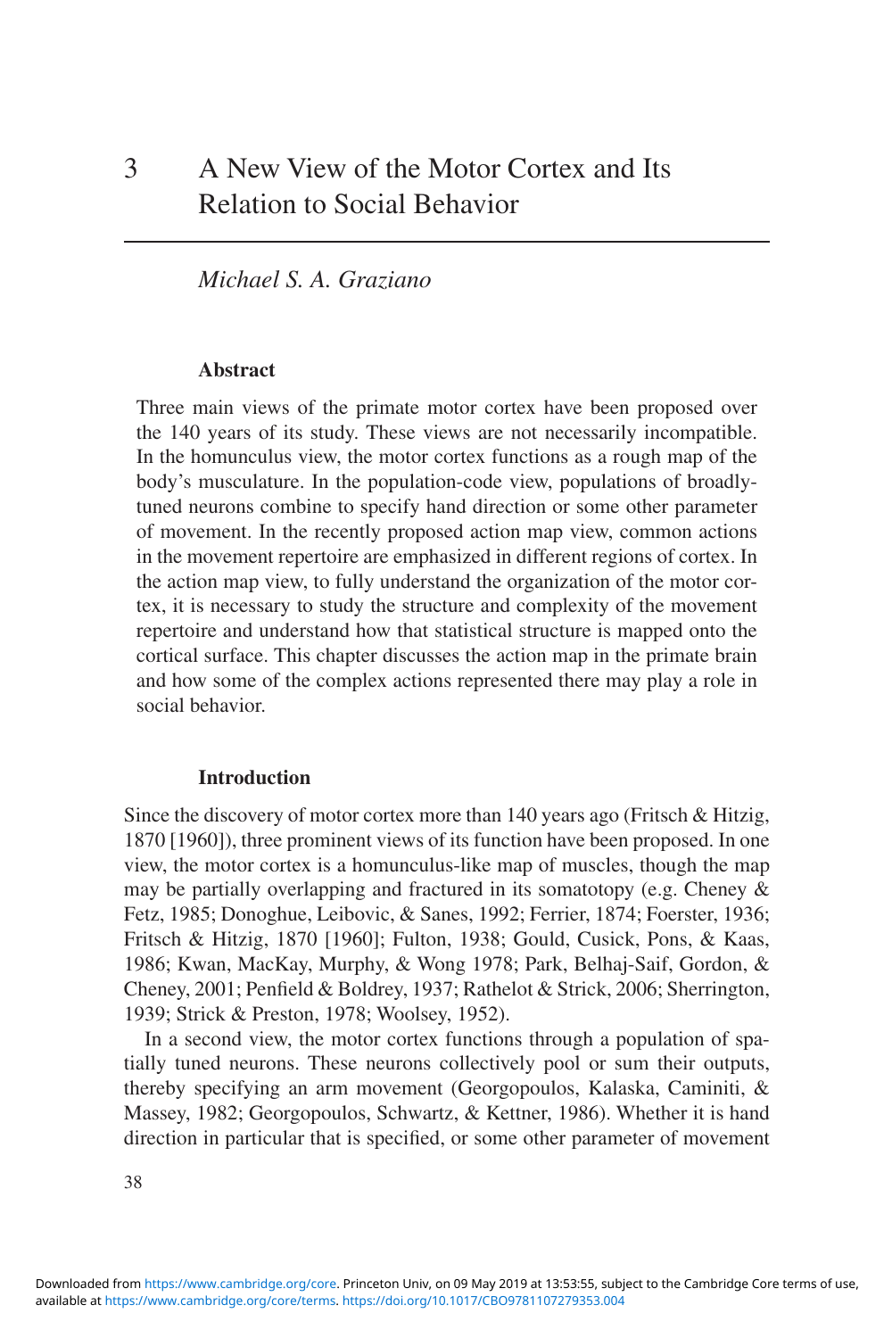# 3 A New View of the Motor Cortex and Its Relation to Social Behavior

*Michael S. A. Graziano*

### Abstract

Three main views of the primate motor cortex have been proposed over the 140 years of its study. These views are not necessarily incompatible. In the homunculus view, the motor cortex functions as a rough map of the body's musculature. In the population-code view, populations of broadly-tuned neurons combine to specify hand direction or some other parameter of movement. In the recently proposed action map view, common actions in the movement repertoire are emphasized in different regions of cortex. In the action map view, to fully understand the organization of the motor cortex, it is necessary to study the structure and complexity of the movement repertoire and understand how that statistical structure is mapped onto the cortical surface. This chapter discusses the action map in the primate brain and how some of the complex actions represented there may play a role in social behavior.

### Introduction

Since the discovery of motor cortex more than 140 years ago (Fritsch & Hitzig, 1870 [1960]), three prominent views of its function have been proposed. In one view, the motor cortex is a homunculus-like map of muscles, though the map may be partially overlapping and fractured in its somatotopy (e.g. Cheney & Fetz, 1985; Donoghue, Leibovic, & Sanes, 1992; Ferrier, 1874; Foerster, 1936; Fritsch & Hitzig, 1870 [1960]; Fulton, 1938; Gould, Cusick, Pons, & Kaas, 1986; Kwan, MacKay, Murphy, & Wong 1978; Park, Belhaj-Saif, Gordon, & Cheney, 2001; Penfield & Boldrey, 1937; Rathelot & Strick, 2006; Sherrington, 1939; Strick & Preston, 1978; Woolsey, 1952).

In a second view, the motor cortex functions through a population of spatially tuned neurons. These neurons collectively pool or sum their outputs, thereby specifying an arm movement (Georgopoulos, Kalaska, Caminiti, & Massey, 1982; Georgopoulos, Schwartz, & Kettner, 1986). Whether it is hand direction in particular that is specified, or some other parameter of movement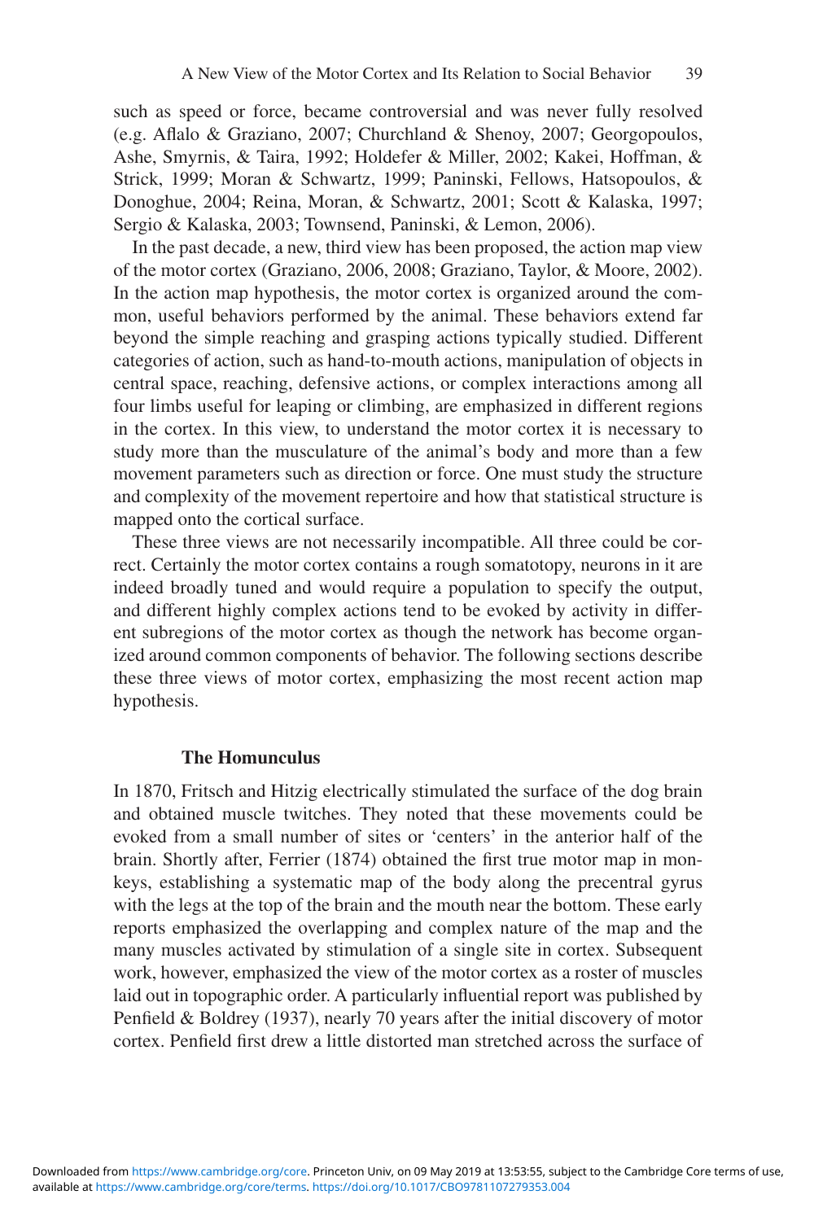such as speed or force, became controversial and was never fully resolved (e.g. Aflalo & Graziano, 2007; Churchland & Shenoy, 2007; Georgopoulos, Ashe, Smyrnis, & Taira, 1992; Holdefer & Miller, 2002; Kakei, Hoffman, & Strick, 1999; Moran & Schwartz, 1999; Paninski, Fellows, Hatsopoulos, & Donoghue, 2004; Reina, Moran, & Schwartz, 2001; Scott & Kalaska, 1997; Sergio & Kalaska, 2003; Townsend, Paninski, & Lemon, 2006).

In the past decade, a new, third view has been proposed, the action map view of the motor cortex (Graziano, 2006, 2008; Graziano, Taylor, & Moore, 2002). In the action map hypothesis, the motor cortex is organized around the common, useful behaviors performed by the animal. These behaviors extend far beyond the simple reaching and grasping actions typically studied. Different categories of action, such as hand-to-mouth actions, manipulation of objects in central space, reaching, defensive actions, or complex interactions among all four limbs useful for leaping or climbing, are emphasized in different regions in the cortex. In this view, to understand the motor cortex it is necessary to study more than the musculature of the animal's body and more than a few movement parameters such as direction or force. One must study the structure and complexity of the movement repertoire and how that statistical structure is mapped onto the cortical surface.

These three views are not necessarily incompatible. All three could be correct. Certainly the motor cortex contains a rough somatotopy, neurons in it are indeed broadly tuned and would require a population to specify the output, and different highly complex actions tend to be evoked by activity in different subregions of the motor cortex as though the network has become organized around common components of behavior. The following sections describe these three views of motor cortex, emphasizing the most recent action map hypothesis.

### The Homunculus

In 1870, Fritsch and Hitzig electrically stimulated the surface of the dog brain and obtained muscle twitches. They noted that these movements could be evoked from a small number of sites or 'centers' in the anterior half of the brain. Shortly after, Ferrier (1874) obtained the first true motor map in monkeys, establishing a systematic map of the body along the precentral gyrus with the legs at the top of the brain and the mouth near the bottom. These early reports emphasized the overlapping and complex nature of the map and the many muscles activated by stimulation of a single site in cortex. Subsequent work, however, emphasized the view of the motor cortex as a roster of muscles laid out in topographic order. A particularly influential report was published by Penfield & Boldrey (1937), nearly 70 years after the initial discovery of motor cortex. Penfield first drew a little distorted man stretched across the surface of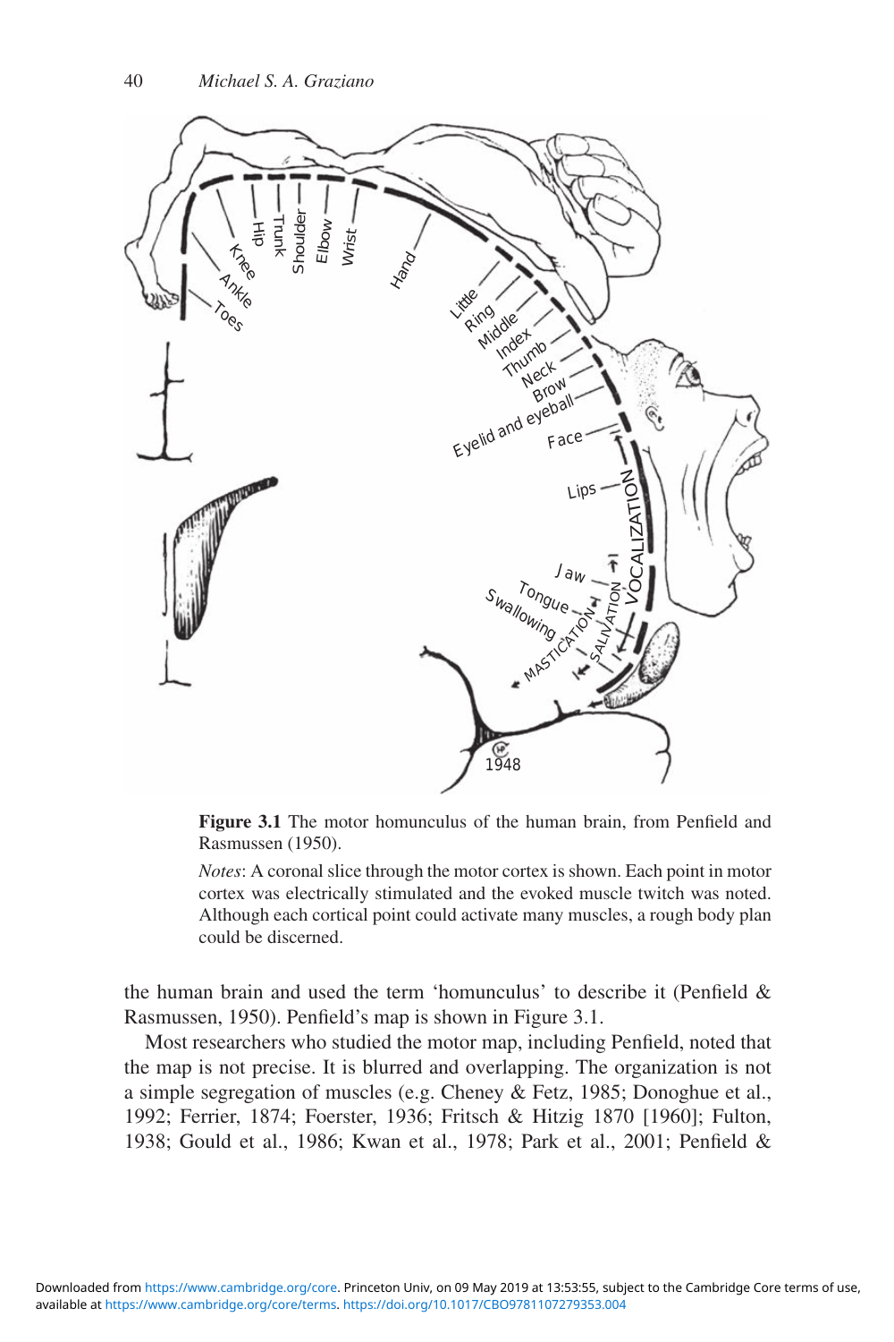**Figure 3.1** The motor homunculus of the human brain, from Penfield and Rasmussen (1950).

*Notes*: A coronal slice through the motor cortex is shown. Each point in motor cortex was electrically stimulated and the evoked muscle twitch was noted. Although each cortical point could activate many muscles, a rough body plan could be discerned.

the human brain and used the term 'homunculus' to describe it (Penfield & Rasmussen, 1950). Penfield's map is shown in Figure 3.1.

Most researchers who studied the motor map, including Penfield, noted that the map is not precise. It is blurred and overlapping. The organization is not a simple segregation of muscles (e.g. Cheney & Fetz, 1985; Donoghue et al., 1992; Ferrier, 1874; Foerster, 1936; Fritsch & Hitzig 1870 [1960]; Fulton, 1938; Gould et al., 1986; Kwan et al., 1978; Park et al., 2001; Penfield &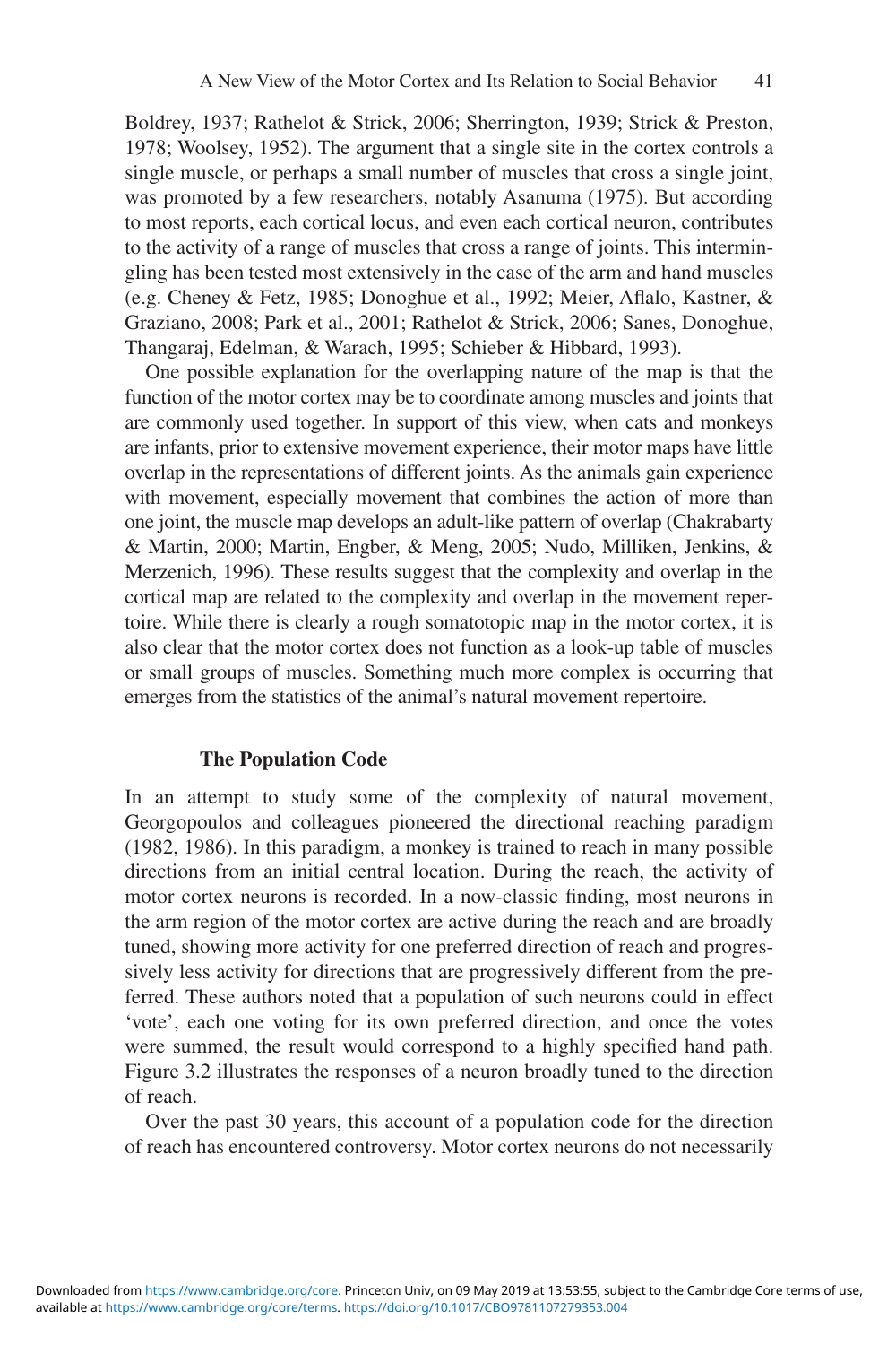Boldrey, 1937; Rathelot & Strick, 2006; Sherrington, 1939; Strick & Preston, 1978; Woolsey, 1952). The argument that a single site in the cortex controls a single muscle, or perhaps a small number of muscles that cross a single joint, was promoted by a few researchers, notably Asanuma (1975). But according to most reports, each cortical locus, and even each cortical neuron, contributes to the activity of a range of muscles that cross a range of joints. This intermingling has been tested most extensively in the case of the arm and hand muscles (e.g. Cheney & Fetz, 1985; Donoghue et al., 1992; Meier, Aflalo, Kastner, & Graziano, 2008; Park et al., 2001; Rathelot & Strick, 2006; Sanes, Donoghue, Thangaraj, Edelman, & Warach, 1995; Schieber & Hibbard, 1993).

One possible explanation for the overlapping nature of the map is that the function of the motor cortex may be to coordinate among muscles and joints that are commonly used together. In support of this view, when cats and monkeys are infants, prior to extensive movement experience, their motor maps have little overlap in the representations of different joints. As the animals gain experience with movement, especially movement that combines the action of more than one joint, the muscle map develops an adult-like pattern of overlap (Chakrabarty & Martin, 2000; Martin, Engber, & Meng, 2005; Nudo, Milliken, Jenkins, & Merzenich, 1996). These results suggest that the complexity and overlap in the cortical map are related to the complexity and overlap in the movement repertoire. While there is clearly a rough somatotopic map in the motor cortex, it is also clear that the motor cortex does not function as a look-up table of muscles or small groups of muscles. Something much more complex is occurring that emerges from the statistics of the animal's natural movement repertoire.

### The Population Code

In an attempt to study some of the complexity of natural movement, Georgopoulos and colleagues pioneered the directional reaching paradigm (1982, 1986). In this paradigm, a monkey is trained to reach in many possible directions from an initial central location. During the reach, the activity of motor cortex neurons is recorded. In a now-classic finding, most neurons in the arm region of the motor cortex are active during the reach and are broadly tuned, showing more activity for one preferred direction of reach and progressively less activity for directions that are progressively different from the preferred. These authors noted that a population of such neurons could in effect 'vote', each one voting for its own preferred direction, and once the votes were summed, the result would correspond to a highly specified hand path. Figure 3.2 illustrates the responses of a neuron broadly tuned to the direction of reach.

Over the past 30 years, this account of a population code for the direction of reach has encountered controversy. Motor cortex neurons do not necessarily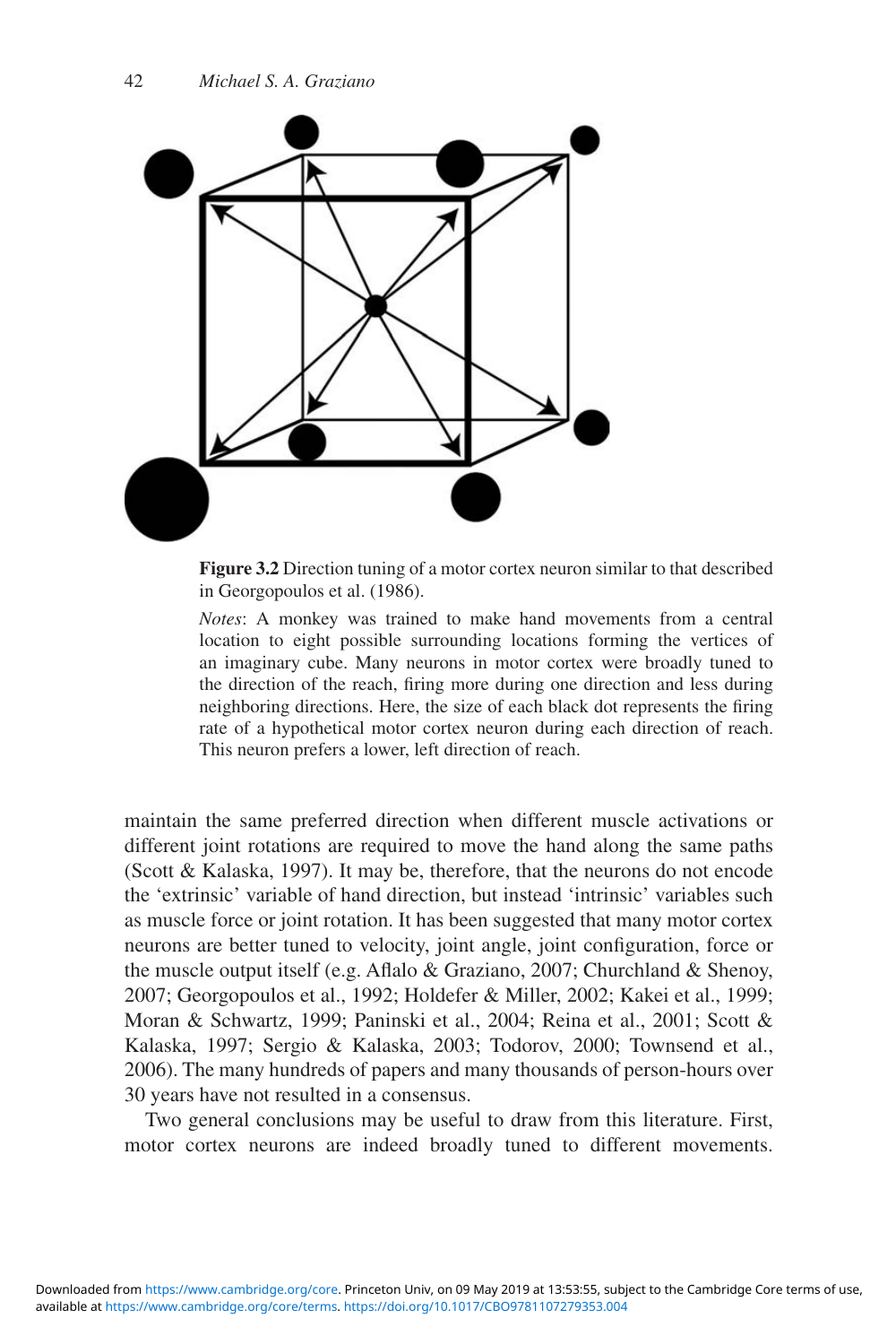**Figure 3.2** Direction tuning of a motor cortex neuron similar to that described in Georgopoulos et al. (1986).

*Notes*: A monkey was trained to make hand movements from a central location to eight possible surrounding locations forming the vertices of an imaginary cube. Many neurons in motor cortex were broadly tuned to the direction of the reach, firing more during one direction and less during neighboring directions. Here, the size of each black dot represents the firing rate of a hypothetical motor cortex neuron during each direction of reach. This neuron prefers a lower, left direction of reach.

maintain the same preferred direction when different muscle activations or different joint rotations are required to move the hand along the same paths (Scott & Kalaska, 1997). It may be, therefore, that the neurons do not encode the 'extrinsic' variable of hand direction, but instead 'intrinsic' variables such as muscle force or joint rotation. It has been suggested that many motor cortex neurons are better tuned to velocity, joint angle, joint configuration, force or the muscle output itself (e.g. Aflalo & Graziano, 2007; Churchland & Shenoy, 2007; Georgopoulos et al., 1992; Holdefer & Miller, 2002; Kakei et al., 1999; Moran & Schwartz, 1999; Paninski et al., 2004; Reina et al., 2001; Scott & Kalaska, 1997; Sergio & Kalaska, 2003; Todorov, 2000; Townsend et al., 2006). The many hundreds of papers and many thousands of person-hours over 30 years have not resulted in a consensus.

Two general conclusions may be useful to draw from this literature. First, motor cortex neurons are indeed broadly tuned to different movements.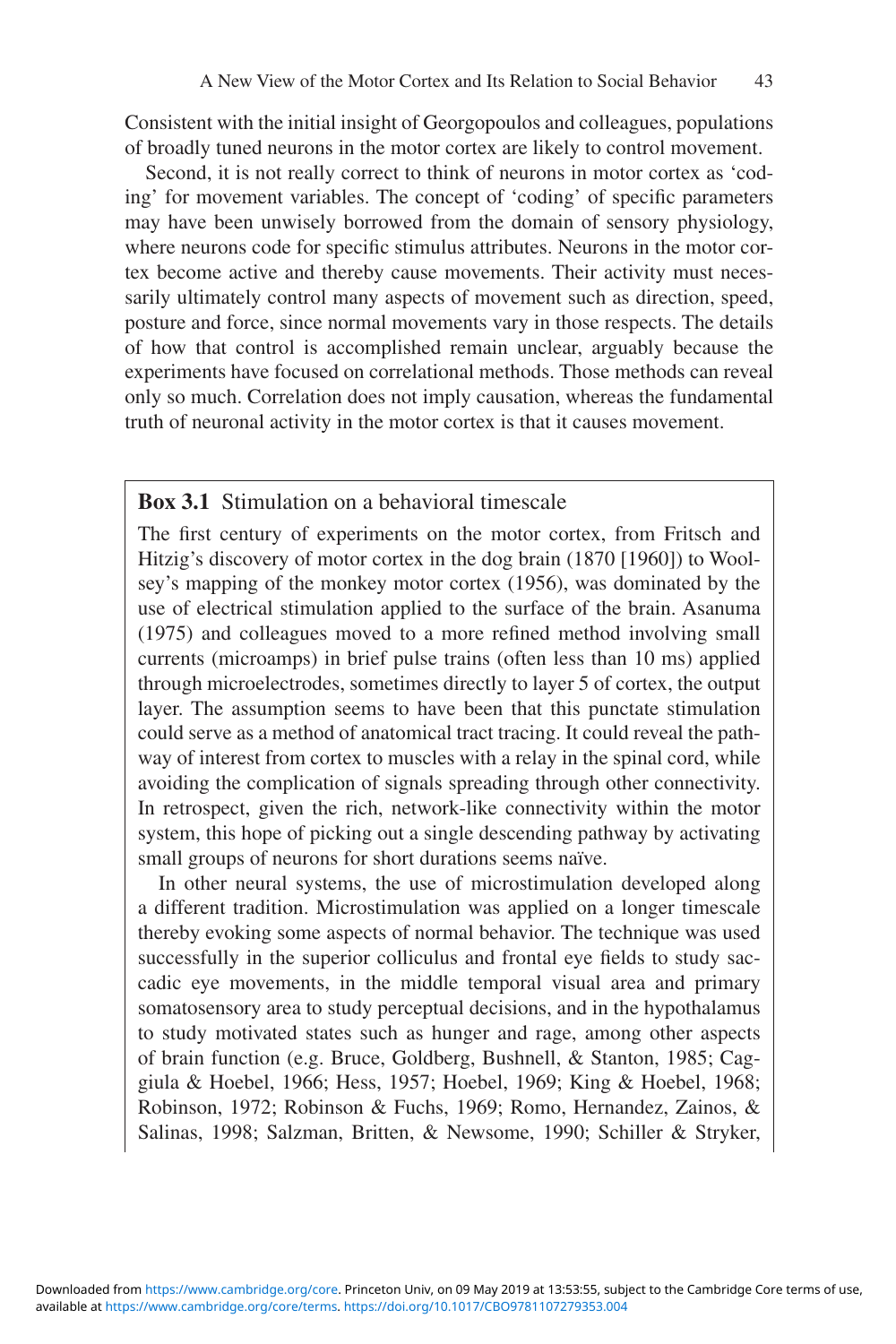Consistent with the initial insight of Georgopoulos and colleagues, populations of broadly tuned neurons in the motor cortex are likely to control movement.

Second, it is not really correct to think of neurons in motor cortex as 'coding' for movement variables. The concept of 'coding' of specific parameters may have been unwisely borrowed from the domain of sensory physiology, where neurons code for specific stimulus attributes. Neurons in the motor cortex become active and thereby cause movements. Their activity must necessarily ultimately control many aspects of movement such as direction, speed, posture and force, since normal movements vary in those respects. The details of how that control is accomplished remain unclear, arguably because the experiments have focused on correlational methods. Those methods can reveal only so much. Correlation does not imply causation, whereas the fundamental truth of neuronal activity in the motor cortex is that it causes movement.

**Box 3.1** Stimulation on a behavioral timescale

The first century of experiments on the motor cortex, from Fritsch and Hitzig's discovery of motor cortex in the dog brain (1870 [1960]) to Woolsey's mapping of the monkey motor cortex (1956), was dominated by the use of electrical stimulation applied to the surface of the brain. Asanuma (1975) and colleagues moved to a more refined method involving small currents (microamps) in brief pulse trains (often less than 10 ms) applied through microelectrodes, sometimes directly to layer 5 of cortex, the output layer. The assumption seems to have been that this punctate stimulation could serve as a method of anatomical tract tracing. It could reveal the pathway of interest from cortex to muscles with a relay in the spinal cord, while avoiding the complication of signals spreading through other connectivity. In retrospect, given the rich, network-like connectivity within the motor system, this hope of picking out a single descending pathway by activating small groups of neurons for short durations seems naïve.

In other neural systems, the use of microstimulation developed along a different tradition. Microstimulation was applied on a longer timescale thereby evoking some aspects of normal behavior. The technique was used successfully in the superior colliculus and frontal eye fields to study saccadic eye movements, in the middle temporal visual area and primary somatosensory area to study perceptual decisions, and in the hypothalamus to study motivated states such as hunger and rage, among other aspects of brain function (e.g. Bruce, Goldberg, Bushnell, & Stanton, 1985; Caggiula & Hoebel, 1966; Hess, 1957; Hoebel, 1969; King & Hoebel, 1968; Robinson, 1972; Robinson & Fuchs, 1969; Romo, Hernandez, Zainos, & Salinas, 1998; Salzman, Britten, & Newsome, 1990; Schiller & Stryker,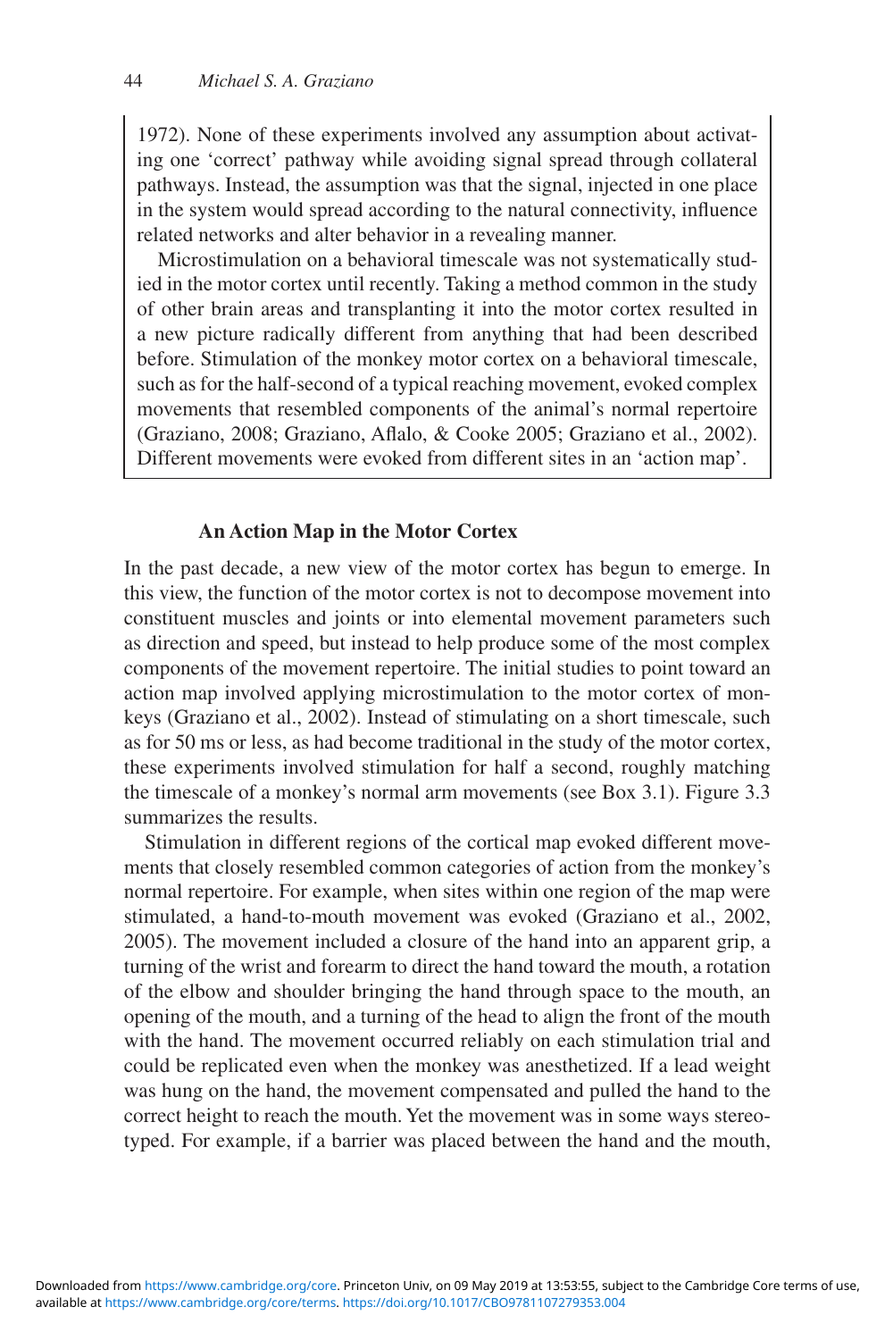1972). None of these experiments involved any assumption about activating one 'correct' pathway while avoiding signal spread through collateral pathways. Instead, the assumption was that the signal, injected in one place in the system would spread according to the natural connectivity, influence related networks and alter behavior in a revealing manner.

Microstimulation on a behavioral timescale was not systematically studied in the motor cortex until recently. Taking a method common in the study of other brain areas and transplanting it into the motor cortex resulted in a new picture radically different from anything that had been described before. Stimulation of the monkey motor cortex on a behavioral timescale, such as for the half-second of a typical reaching movement, evoked complex movements that resembled components of the animal's normal repertoire (Graziano, 2008; Graziano, Aflalo, & Cooke 2005; Graziano et al., 2002). Different movements were evoked from different sites in an 'action map'.

### An Action Map in the Motor Cortex

In the past decade, a new view of the motor cortex has begun to emerge. In this view, the function of the motor cortex is not to decompose movement into constituent muscles and joints or into elemental movement parameters such as direction and speed, but instead to help produce some of the most complex components of the movement repertoire. The initial studies to point toward an action map involved applying microstimulation to the motor cortex of monkeys (Graziano et al., 2002). Instead of stimulating on a short timescale, such as for 50 ms or less, as had become traditional in the study of the motor cortex, these experiments involved stimulation for half a second, roughly matching the timescale of a monkey's normal arm movements (see Box 3.1). Figure 3.3 summarizes the results.

Stimulation in different regions of the cortical map evoked different movements that closely resembled common categories of action from the monkey's normal repertoire. For example, when sites within one region of the map were stimulated, a hand-to-mouth movement was evoked (Graziano et al., 2002, 2005). The movement included a closure of the hand into an apparent grip, a turning of the wrist and forearm to direct the hand toward the mouth, a rotation of the elbow and shoulder bringing the hand through space to the mouth, an opening of the mouth, and a turning of the head to align the front of the mouth with the hand. The movement occurred reliably on each stimulation trial and could be replicated even when the monkey was anesthetized. If a lead weight was hung on the hand, the movement compensated and pulled the hand to the correct height to reach the mouth. Yet the movement was in some ways stereotyped. For example, if a barrier was placed between the hand and the mouth,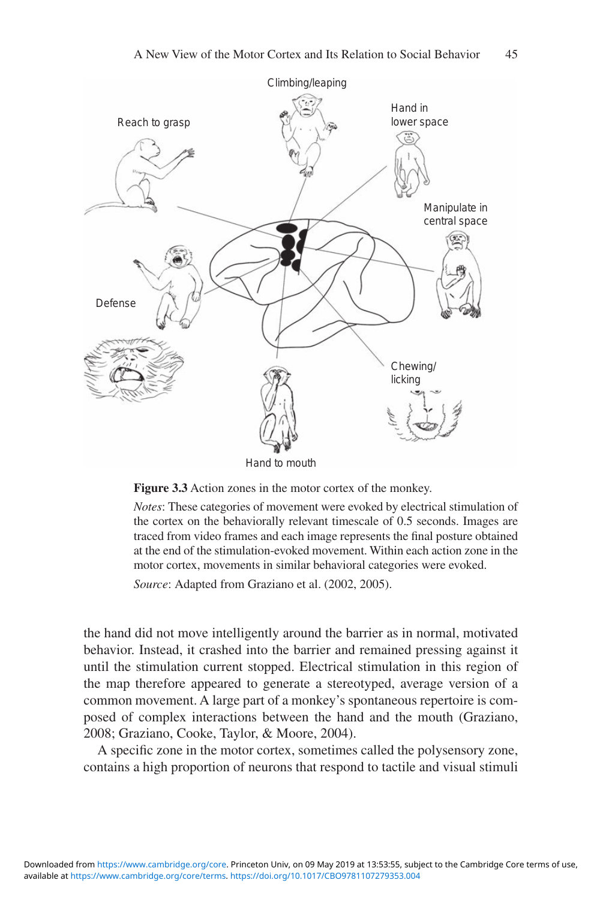**Figure 3.3** Action zones in the motor cortex of the monkey.

*Notes*: These categories of movement were evoked by electrical stimulation of the cortex on the behaviorally relevant timescale of 0.5 seconds. Images are traced from video frames and each image represents the final posture obtained at the end of the stimulation-evoked movement. Within each action zone in the motor cortex, movements in similar behavioral categories were evoked.

*Source*: Adapted from Graziano et al. (2002, 2005).

the hand did not move intelligently around the barrier as in normal, motivated behavior. Instead, it crashed into the barrier and remained pressing against it until the stimulation current stopped. Electrical stimulation in this region of the map therefore appeared to generate a stereotyped, average version of a common movement. A large part of a monkey's spontaneous repertoire is composed of complex interactions between the hand and the mouth (Graziano, 2008; Graziano, Cooke, Taylor, & Moore, 2004).

A specific zone in the motor cortex, sometimes called the polysensory zone, contains a high proportion of neurons that respond to tactile and visual stimuli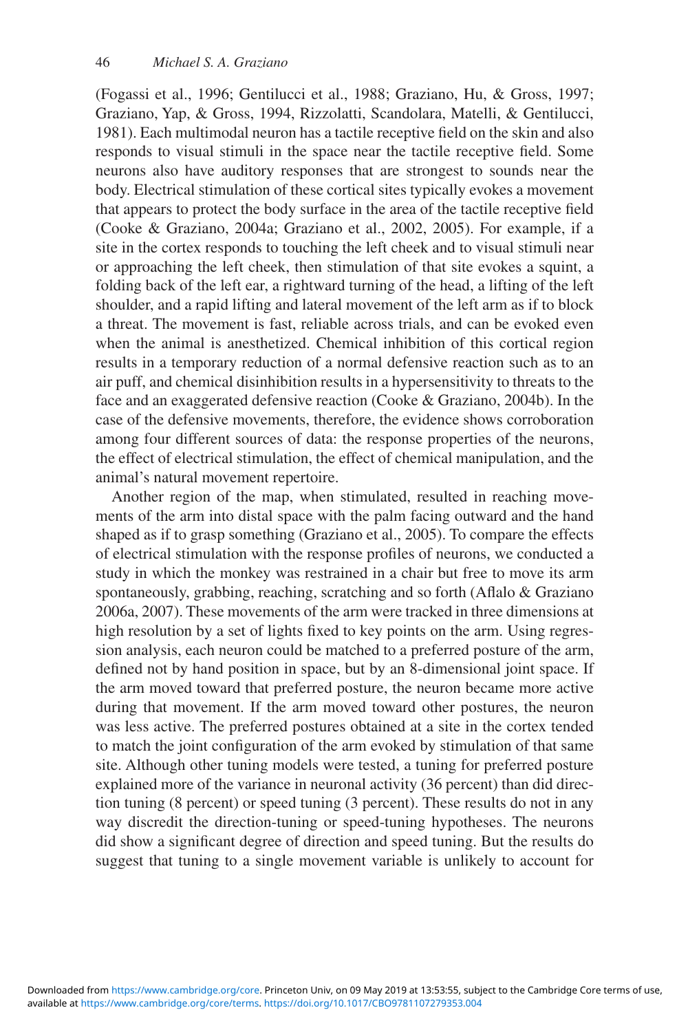(Fogassi et al., 1996; Gentilucci et al., 1988; Graziano, Hu, & Gross, 1997; Graziano, Yap, & Gross, 1994, Rizzolatti, Scandolara, Matelli, & Gentilucci, 1981). Each multimodal neuron has a tactile receptive field on the skin and also responds to visual stimuli in the space near the tactile receptive field. Some neurons also have auditory responses that are strongest to sounds near the body. Electrical stimulation of these cortical sites typically evokes a movement that appears to protect the body surface in the area of the tactile receptive field (Cooke & Graziano, 2004a; Graziano et al., 2002, 2005). For example, if a site in the cortex responds to touching the left cheek and to visual stimuli near or approaching the left cheek, then stimulation of that site evokes a squint, a folding back of the left ear, a rightward turning of the head, a lifting of the left shoulder, and a rapid lifting and lateral movement of the left arm as if to block a threat. The movement is fast, reliable across trials, and can be evoked even when the animal is anesthetized. Chemical inhibition of this cortical region results in a temporary reduction of a normal defensive reaction such as to an air puff, and chemical disinhibition results in a hypersensitivity to threats to the face and an exaggerated defensive reaction (Cooke & Graziano, 2004b). In the case of the defensive movements, therefore, the evidence shows corroboration among four different sources of data: the response properties of the neurons, the effect of electrical stimulation, the effect of chemical manipulation, and the animal's natural movement repertoire.

Another region of the map, when stimulated, resulted in reaching movements of the arm into distal space with the palm facing outward and the hand shaped as if to grasp something (Graziano et al., 2005). To compare the effects of electrical stimulation with the response profiles of neurons, we conducted a study in which the monkey was restrained in a chair but free to move its arm spontaneously, grabbing, reaching, scratching and so forth (Aflalo & Graziano 2006a, 2007). These movements of the arm were tracked in three dimensions at high resolution by a set of lights fixed to key points on the arm. Using regression analysis, each neuron could be matched to a preferred posture of the arm, defined not by hand position in space, but by an 8-dimensional joint space. If the arm moved toward that preferred posture, the neuron became more active during that movement. If the arm moved toward other postures, the neuron was less active. The preferred postures obtained at a site in the cortex tended to match the joint configuration of the arm evoked by stimulation of that same site. Although other tuning models were tested, a tuning for preferred posture explained more of the variance in neuronal activity (36 percent) than did direction tuning (8 percent) or speed tuning (3 percent). These results do not in any way discredit the direction-tuning or speed-tuning hypotheses. The neurons did show a significant degree of direction and speed tuning. But the results do suggest that tuning to a single movement variable is unlikely to account for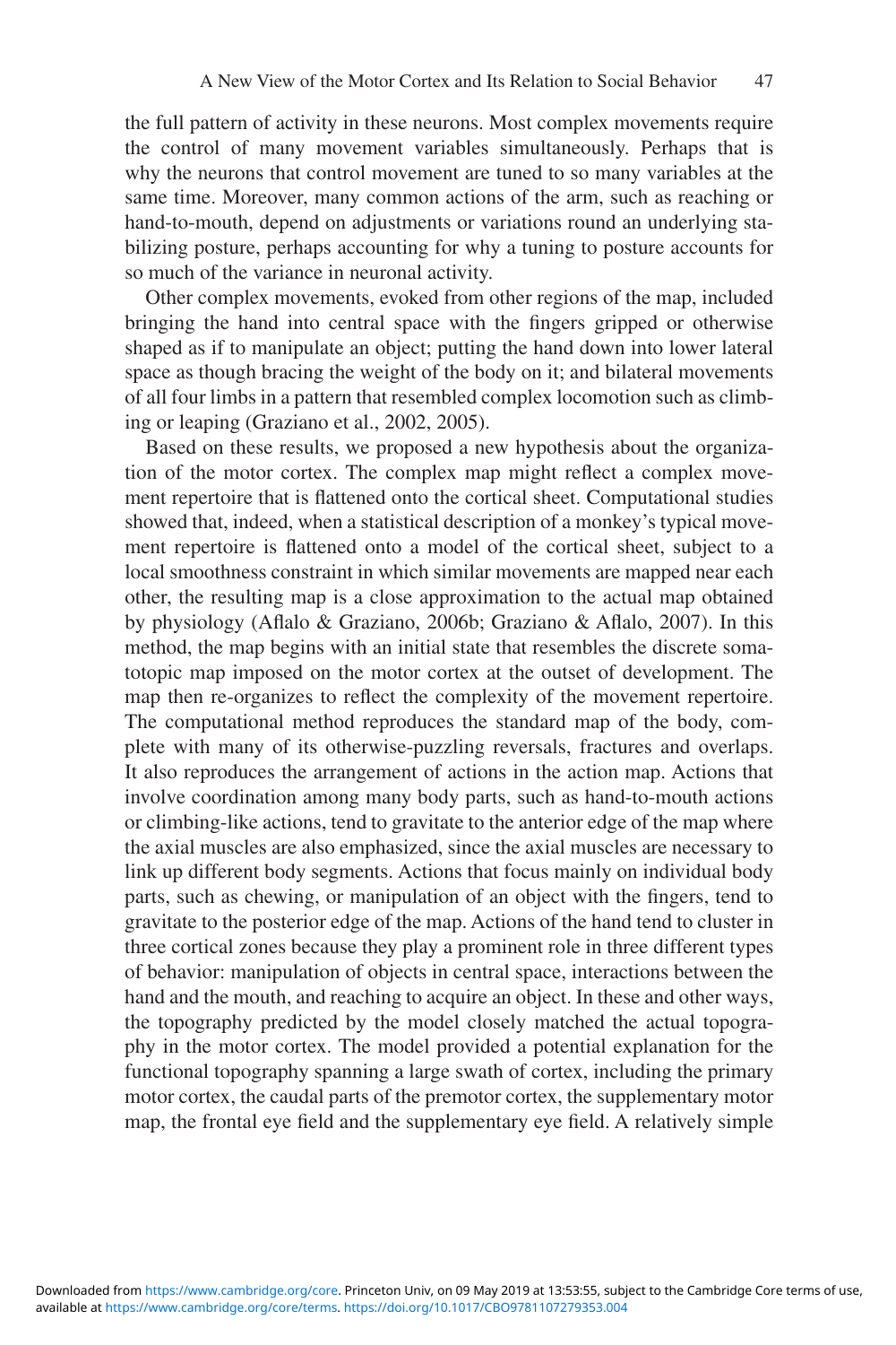the full pattern of activity in these neurons. Most complex movements require the control of many movement variables simultaneously. Perhaps that is why the neurons that control movement are tuned to so many variables at the same time. Moreover, many common actions of the arm, such as reaching or hand-to-mouth, depend on adjustments or variations round an underlying stabilizing posture, perhaps accounting for why a tuning to posture accounts for so much of the variance in neuronal activity.

Other complex movements, evoked from other regions of the map, included bringing the hand into central space with the fingers gripped or otherwise shaped as if to manipulate an object; putting the hand down into lower lateral space as though bracing the weight of the body on it; and bilateral movements of all four limbs in a pattern that resembled complex locomotion such as climbing or leaping (Graziano et al., 2002, 2005).

Based on these results, we proposed a new hypothesis about the organization of the motor cortex. The complex map might reflect a complex movement repertoire that is flattened onto the cortical sheet. Computational studies showed that, indeed, when a statistical description of a monkey's typical movement repertoire is flattened onto a model of the cortical sheet, subject to a local smoothness constraint in which similar movements are mapped near each other, the resulting map is a close approximation to the actual map obtained by physiology (Aflalo & Graziano, 2006b; Graziano & Aflalo, 2007). In this method, the map begins with an initial state that resembles the discrete somatotopic map imposed on the motor cortex at the outset of development. The map then re-organizes to reflect the complexity of the movement repertoire. The computational method reproduces the standard map of the body, complete with many of its otherwise-puzzling reversals, fractures and overlaps. It also reproduces the arrangement of actions in the action map. Actions that involve coordination among many body parts, such as hand-to-mouth actions or climbing-like actions, tend to gravitate to the anterior edge of the map where the axial muscles are also emphasized, since the axial muscles are necessary to link up different body segments. Actions that focus mainly on individual body parts, such as chewing, or manipulation of an object with the fingers, tend to gravitate to the posterior edge of the map. Actions of the hand tend to cluster in three cortical zones because they play a prominent role in three different types of behavior: manipulation of objects in central space, interactions between the hand and the mouth, and reaching to acquire an object. In these and other ways, the topography predicted by the model closely matched the actual topography in the motor cortex. The model provided a potential explanation for the functional topography spanning a large swath of cortex, including the primary motor cortex, the caudal parts of the premotor cortex, the supplementary motor map, the frontal eye field and the supplementary eye field. A relatively simple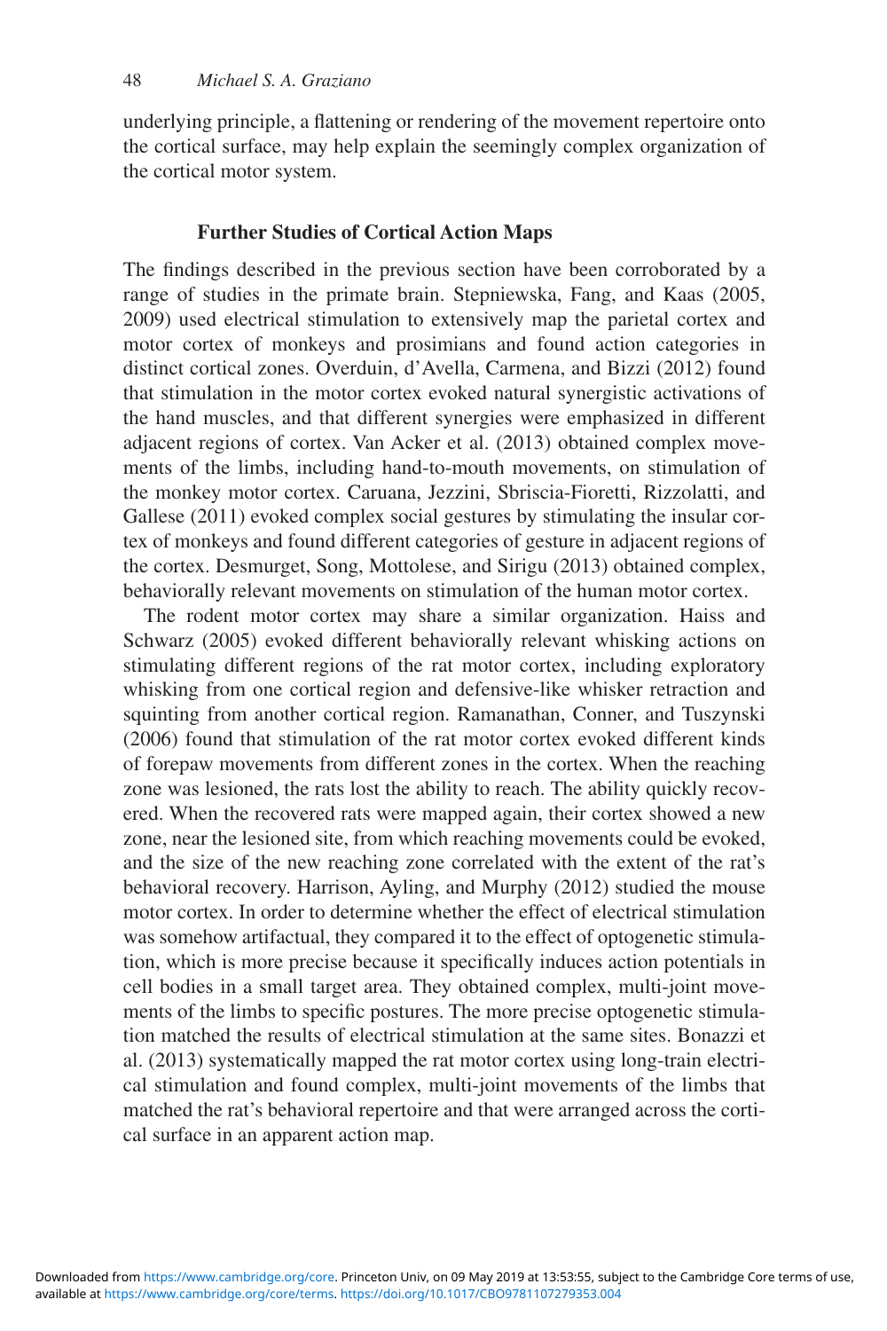underlying principle, a flattening or rendering of the movement repertoire onto the cortical surface, may help explain the seemingly complex organization of the cortical motor system.

## Further Studies of Cortical Action Maps

The findings described in the previous section have been corroborated by a range of studies in the primate brain. Stepniewska, Fang, and Kaas (2005, 2009) used electrical stimulation to extensively map the parietal cortex and motor cortex of monkeys and prosimians and found action categories in distinct cortical zones. Overduin, d'Avella, Carmena, and Bizzi (2012) found that stimulation in the motor cortex evoked natural synergistic activations of the hand muscles, and that different synergies were emphasized in different adjacent regions of cortex. Van Acker et al. (2013) obtained complex movements of the limbs, including hand-to-mouth movements, on stimulation of the monkey motor cortex. Caruana, Jezzini, Sbriscia-Fioretti, Rizzolatti, and Gallese (2011) evoked complex social gestures by stimulating the insular cortex of monkeys and found different categories of gesture in adjacent regions of the cortex. Desmurget, Song, Mottolese, and Sirigu (2013) obtained complex, behaviorally relevant movements on stimulation of the human motor cortex.

The rodent motor cortex may share a similar organization. Haiss and Schwarz (2005) evoked different behaviorally relevant whisking actions on stimulating different regions of the rat motor cortex, including exploratory whisking from one cortical region and defensive-like whisker retraction and squinting from another cortical region. Ramanathan, Conner, and Tuszynski (2006) found that stimulation of the rat motor cortex evoked different kinds of forepaw movements from different zones in the cortex. When the reaching zone was lesioned, the rats lost the ability to reach. The ability quickly recovered. When the recovered rats were mapped again, their cortex showed a new zone, near the lesioned site, from which reaching movements could be evoked, and the size of the new reaching zone correlated with the extent of the rat's behavioral recovery. Harrison, Ayling, and Murphy (2012) studied the mouse motor cortex. In order to determine whether the effect of electrical stimulation was somehow artifactual, they compared it to the effect of optogenetic stimulation, which is more precise because it specifically induces action potentials in cell bodies in a small target area. They obtained complex, multi-joint movements of the limbs to specific postures. The more precise optogenetic stimulation matched the results of electrical stimulation at the same sites. Bonazzi et al. (2013) systematically mapped the rat motor cortex using long-train electrical stimulation and found complex, multi-joint movements of the limbs that matched the rat's behavioral repertoire and that were arranged across the cortical surface in an apparent action map.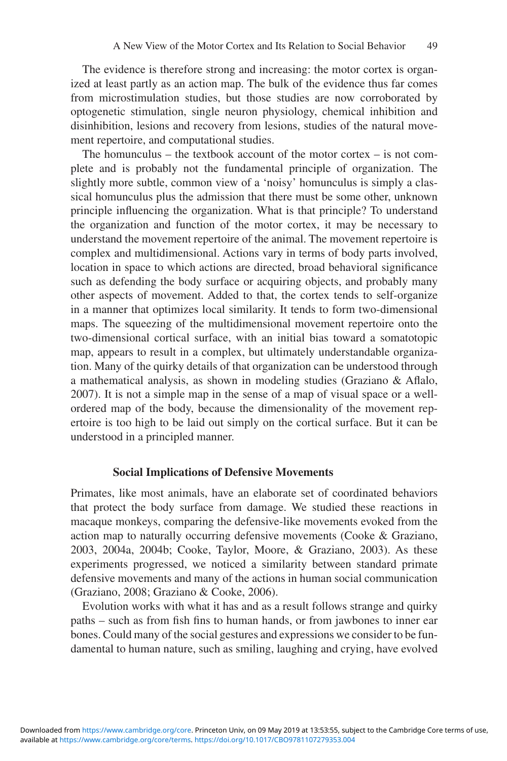The evidence is therefore strong and increasing: the motor cortex is organized at least partly as an action map. The bulk of the evidence thus far comes from microstimulation studies, but those studies are now corroborated by optogenetic stimulation, single neuron physiology, chemical inhibition and disinhibition, lesions and recovery from lesions, studies of the natural movement repertoire, and computational studies.

The homunculus – the textbook account of the motor cortex – is not complete and is probably not the fundamental principle of organization. The slightly more subtle, common view of a 'noisy' homunculus is simply a classical homunculus plus the admission that there must be some other, unknown principle influencing the organization. What is that principle? To understand the organization and function of the motor cortex, it may be necessary to understand the movement repertoire of the animal. The movement repertoire is complex and multidimensional. Actions vary in terms of body parts involved, location in space to which actions are directed, broad behavioral significance such as defending the body surface or acquiring objects, and probably many other aspects of movement. Added to that, the cortex tends to self-organize in a manner that optimizes local similarity. It tends to form two-dimensional maps. The squeezing of the multidimensional movement repertoire onto the two-dimensional cortical surface, with an initial bias toward a somatotopic map, appears to result in a complex, but ultimately understandable organization. Many of the quirky details of that organization can be understood through a mathematical analysis, as shown in modeling studies (Graziano & Aflalo, 2007). It is not a simple map in the sense of a map of visual space or a well-ordered map of the body, because the dimensionality of the movement repertoire is too high to be laid out simply on the cortical surface. But it can be understood in a principled manner.

## Social Implications of Defensive Movements

Primates, like most animals, have an elaborate set of coordinated behaviors that protect the body surface from damage. We studied these reactions in macaque monkeys, comparing the defensive-like movements evoked from the action map to naturally occurring defensive movements (Cooke & Graziano, 2003, 2004a, 2004b; Cooke, Taylor, Moore, & Graziano, 2003). As these experiments progressed, we noticed a similarity between standard primate defensive movements and many of the actions in human social communication (Graziano, 2008; Graziano & Cooke, 2006).

Evolution works with what it has and as a result follows strange and quirky paths – such as from fish fins to human hands, or from jawbones to inner ear bones. Could many of the social gestures and expressions we consider to be fundamental to human nature, such as smiling, laughing and crying, have evolved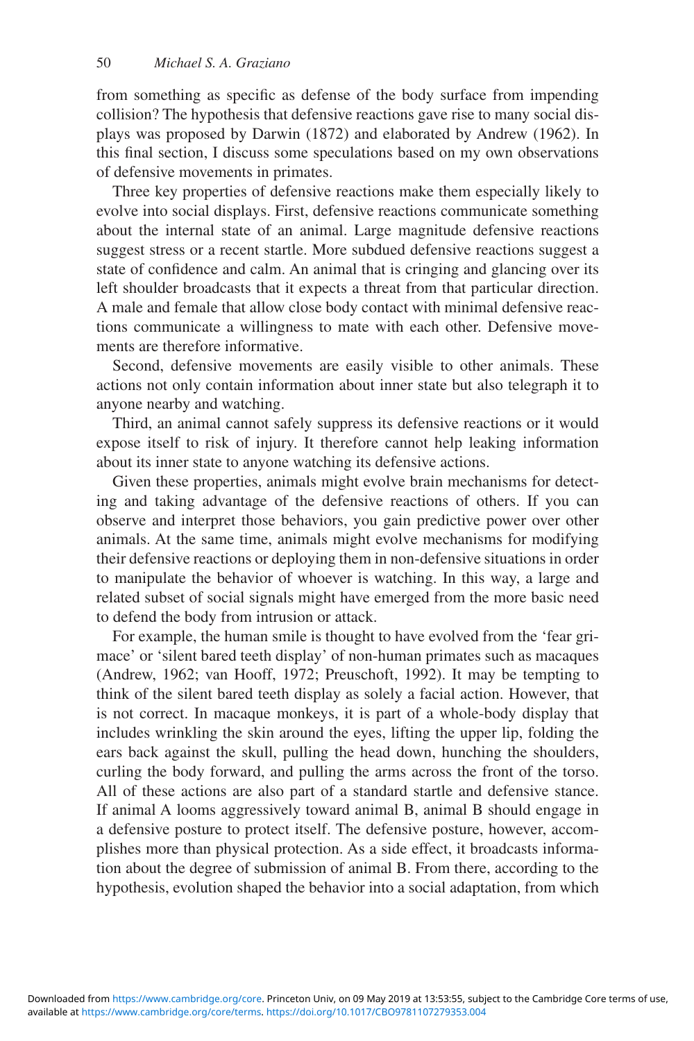from something as specific as defense of the body surface from impending collision? The hypothesis that defensive reactions gave rise to many social displays was proposed by Darwin (1872) and elaborated by Andrew (1962). In this final section, I discuss some speculations based on my own observations of defensive movements in primates.

Three key properties of defensive reactions make them especially likely to evolve into social displays. First, defensive reactions communicate something about the internal state of an animal. Large magnitude defensive reactions suggest stress or a recent startle. More subdued defensive reactions suggest a state of confidence and calm. An animal that is cringing and glancing over its left shoulder broadcasts that it expects a threat from that particular direction. A male and female that allow close body contact with minimal defensive reactions communicate a willingness to mate with each other. Defensive movements are therefore informative.

Second, defensive movements are easily visible to other animals. These actions not only contain information about inner state but also telegraph it to anyone nearby and watching.

Third, an animal cannot safely suppress its defensive reactions or it would expose itself to risk of injury. It therefore cannot help leaking information about its inner state to anyone watching its defensive actions.

Given these properties, animals might evolve brain mechanisms for detecting and taking advantage of the defensive reactions of others. If you can observe and interpret those behaviors, you gain predictive power over other animals. At the same time, animals might evolve mechanisms for modifying their defensive reactions or deploying them in non-defensive situations in order to manipulate the behavior of whoever is watching. In this way, a large and related subset of social signals might have emerged from the more basic need to defend the body from intrusion or attack.

For example, the human smile is thought to have evolved from the 'fear grimace' or 'silent bared teeth display' of non-human primates such as macaques (Andrew, 1962; van Hooff, 1972; Preuschoft, 1992). It may be tempting to think of the silent bared teeth display as solely a facial action. However, that is not correct. In macaque monkeys, it is part of a whole-body display that includes wrinkling the skin around the eyes, lifting the upper lip, folding the ears back against the skull, pulling the head down, hunching the shoulders, curling the body forward, and pulling the arms across the front of the torso. All of these actions are also part of a standard startle and defensive stance. If animal A looms aggressively toward animal B, animal B should engage in a defensive posture to protect itself. The defensive posture, however, accomplishes more than physical protection. As a side effect, it broadcasts information about the degree of submission of animal B. From there, according to the hypothesis, evolution shaped the behavior into a social adaptation, from which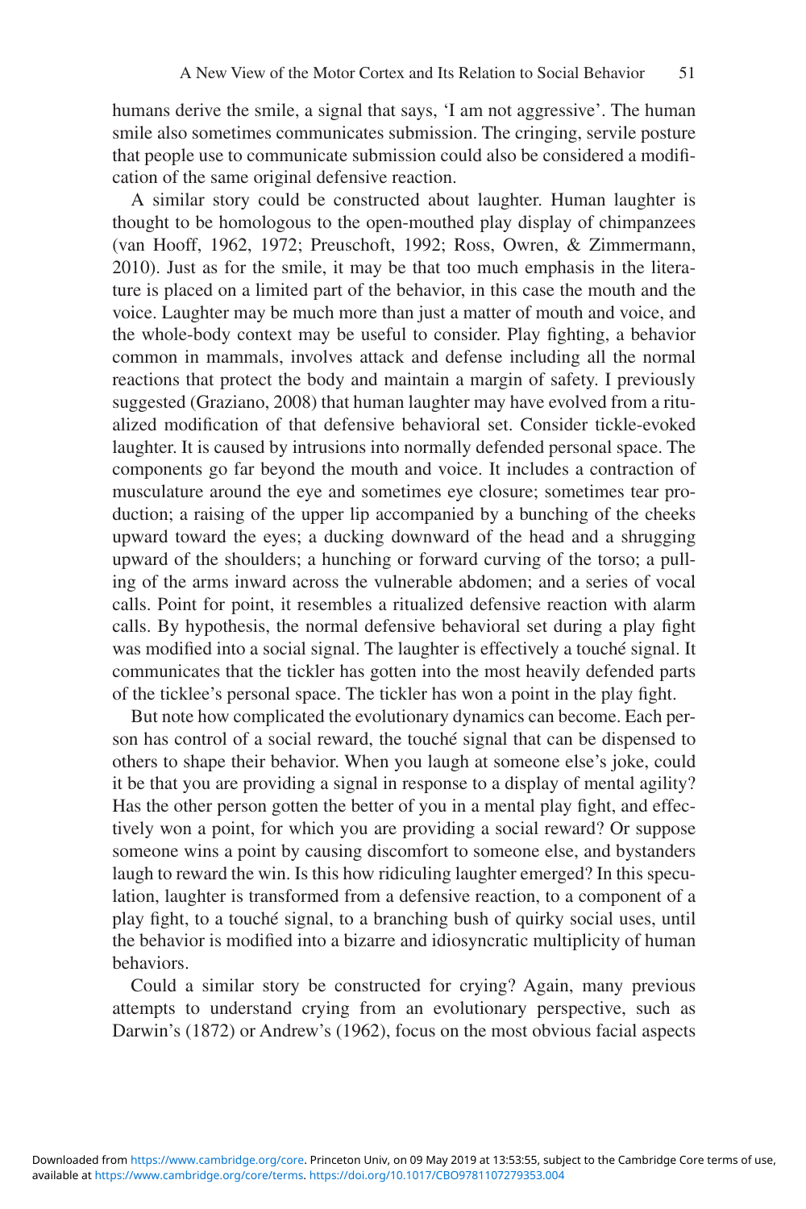humans derive the smile, a signal that says, 'I am not aggressive'. The human smile also sometimes communicates submission. The cringing, servile posture that people use to communicate submission could also be considered a modification of the same original defensive reaction.

A similar story could be constructed about laughter. Human laughter is thought to be homologous to the open-mouthed play display of chimpanzees (van Hooff, 1962, 1972; Preuschoft, 1992; Ross, Owren, & Zimmermann, 2010). Just as for the smile, it may be that too much emphasis in the literature is placed on a limited part of the behavior, in this case the mouth and the voice. Laughter may be much more than just a matter of mouth and voice, and the whole-body context may be useful to consider. Play fighting, a behavior common in mammals, involves attack and defense including all the normal reactions that protect the body and maintain a margin of safety. I previously suggested (Graziano, 2008) that human laughter may have evolved from a ritualized modification of that defensive behavioral set. Consider tickle-evoked laughter. It is caused by intrusions into normally defended personal space. The components go far beyond the mouth and voice. It includes a contraction of musculature around the eye and sometimes eye closure; sometimes tear production; a raising of the upper lip accompanied by a bunching of the cheeks upward toward the eyes; a ducking downward of the head and a shrugging upward of the shoulders; a hunching or forward curving of the torso; a pulling of the arms inward across the vulnerable abdomen; and a series of vocal calls. Point for point, it resembles a ritualized defensive reaction with alarm calls. By hypothesis, the normal defensive behavioral set during a play fight was modified into a social signal. The laughter is effectively a touché signal. It communicates that the tickler has gotten into the most heavily defended parts of the ticklee's personal space. The tickler has won a point in the play fight.

But note how complicated the evolutionary dynamics can become. Each person has control of a social reward, the touché signal that can be dispensed to others to shape their behavior. When you laugh at someone else's joke, could it be that you are providing a signal in response to a display of mental agility? Has the other person gotten the better of you in a mental play fight, and effectively won a point, for which you are providing a social reward? Or suppose someone wins a point by causing discomfort to someone else, and bystanders laugh to reward the win. Is this how ridiculing laughter emerged? In this speculation, laughter is transformed from a defensive reaction, to a component of a play fight, to a touché signal, to a branching bush of quirky social uses, until the behavior is modified into a bizarre and idiosyncratic multiplicity of human behaviors.

Could a similar story be constructed for crying? Again, many previous attempts to understand crying from an evolutionary perspective, such as Darwin's (1872) or Andrew's (1962), focus on the most obvious facial aspects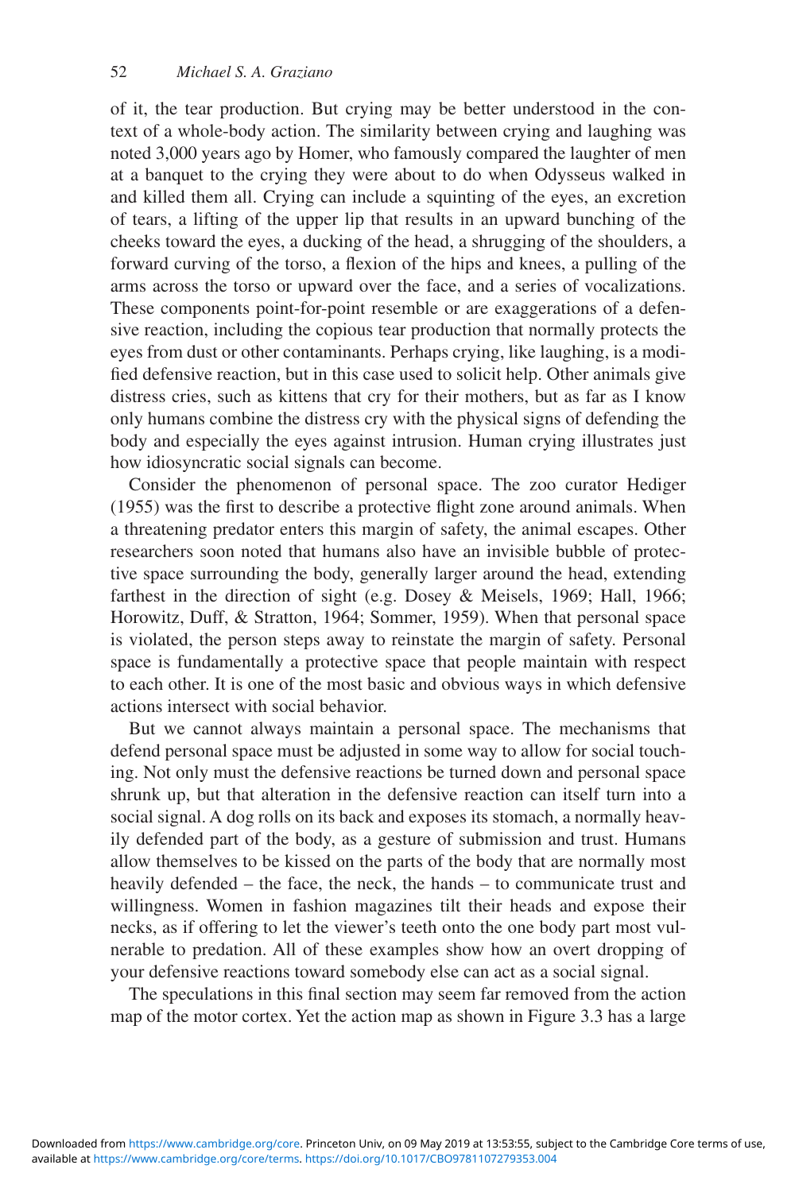of it, the tear production. But crying may be better understood in the context of a whole-body action. The similarity between crying and laughing was noted 3,000 years ago by Homer, who famously compared the laughter of men at a banquet to the crying they were about to do when Odysseus walked in and killed them all. Crying can include a squinting of the eyes, an excretion of tears, a lifting of the upper lip that results in an upward bunching of the cheeks toward the eyes, a ducking of the head, a shrugging of the shoulders, a forward curving of the torso, a flexion of the hips and knees, a pulling of the arms across the torso or upward over the face, and a series of vocalizations. These components point-for-point resemble or are exaggerations of a defensive reaction, including the copious tear production that normally protects the eyes from dust or other contaminants. Perhaps crying, like laughing, is a modified defensive reaction, but in this case used to solicit help. Other animals give distress cries, such as kittens that cry for their mothers, but as far as I know only humans combine the distress cry with the physical signs of defending the body and especially the eyes against intrusion. Human crying illustrates just how idiosyncratic social signals can become.

Consider the phenomenon of personal space. The zoo curator Hediger (1955) was the first to describe a protective flight zone around animals. When a threatening predator enters this margin of safety, the animal escapes. Other researchers soon noted that humans also have an invisible bubble of protective space surrounding the body, generally larger around the head, extending farthest in the direction of sight (e.g. Dosey & Meisels, 1969; Hall, 1966; Horowitz, Duff, & Stratton, 1964; Sommer, 1959). When that personal space is violated, the person steps away to reinstate the margin of safety. Personal space is fundamentally a protective space that people maintain with respect to each other. It is one of the most basic and obvious ways in which defensive actions intersect with social behavior.

But we cannot always maintain a personal space. The mechanisms that defend personal space must be adjusted in some way to allow for social touching. Not only must the defensive reactions be turned down and personal space shrunk up, but that alteration in the defensive reaction can itself turn into a social signal. A dog rolls on its back and exposes its stomach, a normally heavily defended part of the body, as a gesture of submission and trust. Humans allow themselves to be kissed on the parts of the body that are normally most heavily defended – the face, the neck, the hands – to communicate trust and willingness. Women in fashion magazines tilt their heads and expose their necks, as if offering to let the viewer's teeth onto the one body part most vulnerable to predation. All of these examples show how an overt dropping of your defensive reactions toward somebody else can act as a social signal.

The speculations in this final section may seem far removed from the action map of the motor cortex. Yet the action map as shown in Figure 3.3 has a large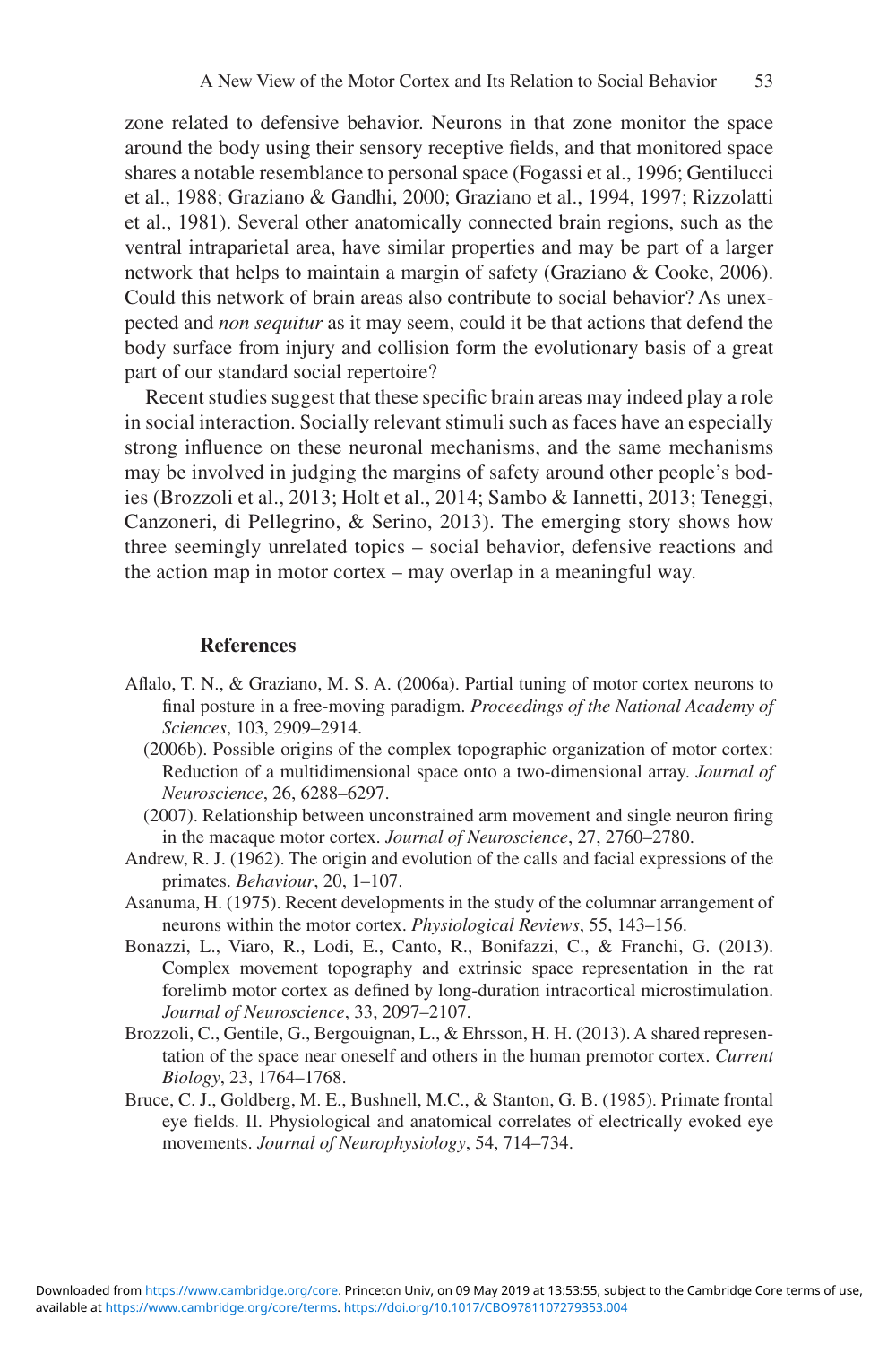zone related to defensive behavior. Neurons in that zone monitor the space around the body using their sensory receptive fields, and that monitored space shares a notable resemblance to personal space (Fogassi et al., 1996; Gentilucci et al., 1988; Graziano & Gandhi, 2000; Graziano et al., 1994, 1997; Rizzolatti et al., 1981). Several other anatomically connected brain regions, such as the ventral intraparietal area, have similar properties and may be part of a larger network that helps to maintain a margin of safety (Graziano & Cooke, 2006). Could this network of brain areas also contribute to social behavior? As unexpected and *non sequitur* as it may seem, could it be that actions that defend the body surface from injury and collision form the evolutionary basis of a great part of our standard social repertoire?

Recent studies suggest that these specific brain areas may indeed play a role in social interaction. Socially relevant stimuli such as faces have an especially strong influence on these neuronal mechanisms, and the same mechanisms may be involved in judging the margins of safety around other people's bodies (Brozzoli et al., 2013; Holt et al., 2014; Sambo & Iannetti, 2013; Teneggi, Canzoneri, di Pellegrino, & Serino, 2013). The emerging story shows how three seemingly unrelated topics – social behavior, defensive reactions and the action map in motor cortex – may overlap in a meaningful way.

## References

Aflalo, T. N., & Graziano, M. S. A. (2006a). Partial tuning of motor cortex neurons to final posture in a free-moving paradigm. *Proceedings of the National Academy of Sciences*, 103, 2909–2914.

(2006b). Possible origins of the complex topographic organization of motor cortex: Reduction of a multidimensional space onto a two-dimensional array. *Journal of Neuroscience*, 26, 6288–6297.

(2007). Relationship between unconstrained arm movement and single neuron firing in the macaque motor cortex. *Journal of Neuroscience*, 27, 2760–2780.

Andrew, R. J. (1962). The origin and evolution of the calls and facial expressions of the primates. *Behaviour*, 20, 1–107.

Asanuma, H. (1975). Recent developments in the study of the columnar arrangement of neurons within the motor cortex. *Physiological Reviews*, 55, 143–156.

Bonazzi, L., Viaro, R., Lodi, E., Canto, R., Bonifazzi, C., & Franchi, G. (2013). Complex movement topography and extrinsic space representation in the rat forelimb motor cortex as defined by long-duration intracortical microstimulation. *Journal of Neuroscience*, 33, 2097–2107.

Brozzoli, C., Gentile, G., Bergouignan, L., & Ehrsson, H. H. (2013). A shared representation of the space near oneself and others in the human premotor cortex. *Current Biology*, 23, 1764–1768.

Bruce, C. J., Goldberg, M. E., Bushnell, M.C., & Stanton, G. B. (1985). Primate frontal eye fields. II. Physiological and anatomical correlates of electrically evoked eye movements. *Journal of Neurophysiology*, 54, 714–734.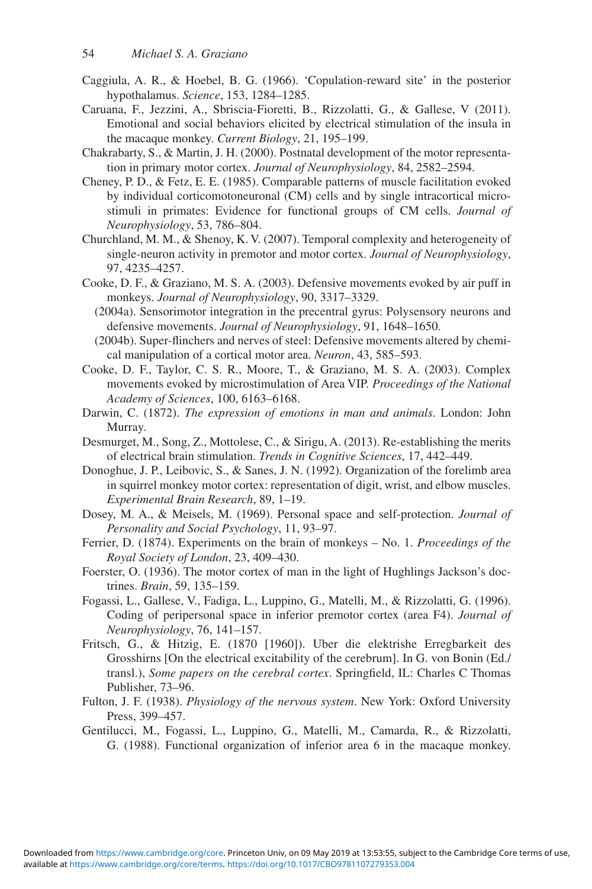Caggiula, A. R., & Hoebel, B. G. (1966). 'Copulation-reward site' in the posterior hypothalamus. *Science*, 153, 1284–1285.

Caruana, F., Jezzini, A., Sbriscia-Fioretti, B., Rizzolatti, G., & Gallese, V (2011). Emotional and social behaviors elicited by electrical stimulation of the insula in the macaque monkey. *Current Biology*, 21, 195–199.

Chakrabarty, S., & Martin, J. H. (2000). Postnatal development of the motor representation in primary motor cortex. *Journal of Neurophysiology*, 84, 2582–2594.

Cheney, P. D., & Fetz, E. E. (1985). Comparable patterns of muscle facilitation evoked by individual corticomotoneuronal (CM) cells and by single intracortical microstimuli in primates: Evidence for functional groups of CM cells. *Journal of Neurophysiology*, 53, 786–804.

Churchland, M. M., & Shenoy, K. V. (2007). Temporal complexity and heterogeneity of single-neuron activity in premotor and motor cortex. *Journal of Neurophysiology*, 97, 4235–4257.

Cooke, D. F., & Graziano, M. S. A. (2003). Defensive movements evoked by air puff in monkeys. *Journal of Neurophysiology*, 90, 3317–3329.

(2004a). Sensorimotor integration in the precentral gyrus: Polysensory neurons and defensive movements. *Journal of Neurophysiology*, 91, 1648–1650.

(2004b). Super-flinchers and nerves of steel: Defensive movements altered by chemical manipulation of a cortical motor area. *Neuron*, 43, 585–593.

Cooke, D. F., Taylor, C. S. R., Moore, T., & Graziano, M. S. A. (2003). Complex movements evoked by microstimulation of Area VIP. *Proceedings of the National Academy of Sciences*, 100, 6163–6168.

Darwin, C. (1872). *The expression of emotions in man and animals*. London: John Murray.

Desmurget, M., Song, Z., Mottolese, C., & Sirigu, A. (2013). Re-establishing the merits of electrical brain stimulation. *Trends in Cognitive Sciences*, 17, 442–449.

Donoghue, J. P., Leibovic, S., & Sanes, J. N. (1992). Organization of the forelimb area in squirrel monkey motor cortex: representation of digit, wrist, and elbow muscles. *Experimental Brain Research*, 89, 1–19.

Dosey, M. A., & Meisels, M. (1969). Personal space and self-protection. *Journal of Personality and Social Psychology*, 11, 93–97.

Ferrier, D. (1874). Experiments on the brain of monkeys – No. 1. *Proceedings of the Royal Society of London*, 23, 409–430.

Foerster, O. (1936). The motor cortex of man in the light of Hughlings Jackson's doctrines. *Brain*, 59, 135–159.

Fogassi, L., Gallese, V., Fadiga, L., Luppino, G., Matelli, M., & Rizzolatti, G. (1996). Coding of peripersonal space in inferior premotor cortex (area F4). *Journal of Neurophysiology*, 76, 141–157.

Fritsch, G., & Hitzig, E. (1870 [1960]). Uber die elektrishe Erregbarkeit des Grosshirns [On the electrical excitability of the cerebrum]. In G. von Bonin (Ed./transl.), *Some papers on the cerebral cortex*. Springfield, IL: Charles C Thomas Publisher, 73–96.

Fulton, J. F. (1938). *Physiology of the nervous system*. New York: Oxford University Press, 399–457.

Gentilucci, M., Fogassi, L., Luppino, G., Matelli, M., Camarda, R., & Rizzolatti, G. (1988). Functional organization of inferior area 6 in the macaque monkey.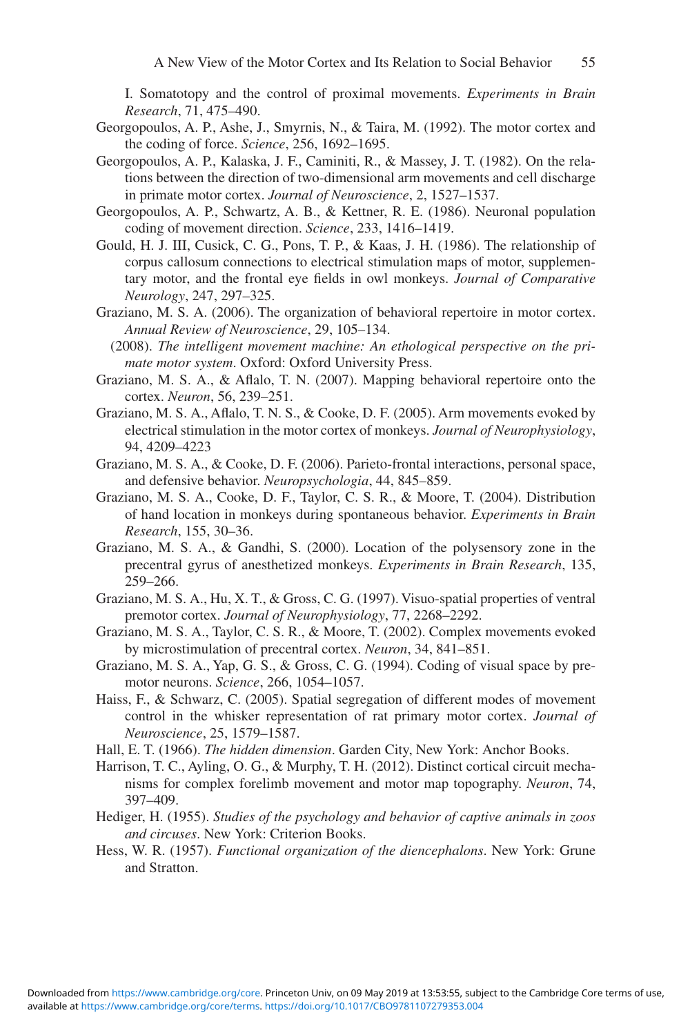I. Somatotopy and the control of proximal movements. *Experiments in Brain Research*, 71, 475–490.

Georgopoulos, A. P., Ashe, J., Smyrnis, N., & Taira, M. (1992). The motor cortex and the coding of force. *Science*, 256, 1692–1695.

Georgopoulos, A. P., Kalaska, J. F., Caminiti, R., & Massey, J. T. (1982). On the relations between the direction of two-dimensional arm movements and cell discharge in primate motor cortex. *Journal of Neuroscience*, 2, 1527–1537.

Georgopoulos, A. P., Schwartz, A. B., & Kettner, R. E. (1986). Neuronal population coding of movement direction. *Science*, 233, 1416–1419.

Gould, H. J. III, Cusick, C. G., Pons, T. P., & Kaas, J. H. (1986). The relationship of corpus callosum connections to electrical stimulation maps of motor, supplementary motor, and the frontal eye fields in owl monkeys. *Journal of Comparative Neurology*, 247, 297–325.

Graziano, M. S. A. (2006). The organization of behavioral repertoire in motor cortex. *Annual Review of Neuroscience*, 29, 105–134.

(2008). *The intelligent movement machine: An ethological perspective on the primate motor system*. Oxford: Oxford University Press.

Graziano, M. S. A., & Aflalo, T. N. (2007). Mapping behavioral repertoire onto the cortex. *Neuron*, 56, 239–251.

Graziano, M. S. A., Aflalo, T. N. S., & Cooke, D. F. (2005). Arm movements evoked by electrical stimulation in the motor cortex of monkeys. *Journal of Neurophysiology*, 94, 4209–4223

Graziano, M. S. A., & Cooke, D. F. (2006). Parieto-frontal interactions, personal space, and defensive behavior. *Neuropsychologia*, 44, 845–859.

Graziano, M. S. A., Cooke, D. F., Taylor, C. S. R., & Moore, T. (2004). Distribution of hand location in monkeys during spontaneous behavior. *Experiments in Brain Research*, 155, 30–36.

Graziano, M. S. A., & Gandhi, S. (2000). Location of the polysensory zone in the precentral gyrus of anesthetized monkeys. *Experiments in Brain Research*, 135, 259–266.

Graziano, M. S. A., Hu, X. T., & Gross, C. G. (1997). Visuo-spatial properties of ventral premotor cortex. *Journal of Neurophysiology*, 77, 2268–2292.

Graziano, M. S. A., Taylor, C. S. R., & Moore, T. (2002). Complex movements evoked by microstimulation of precentral cortex. *Neuron*, 34, 841–851.

Graziano, M. S. A., Yap, G. S., & Gross, C. G. (1994). Coding of visual space by premotor neurons. *Science*, 266, 1054–1057.

Haiss, F., & Schwarz, C. (2005). Spatial segregation of different modes of movement control in the whisker representation of rat primary motor cortex. *Journal of Neuroscience*, 25, 1579–1587.

Hall, E. T. (1966). *The hidden dimension*. Garden City, New York: Anchor Books.

Harrison, T. C., Ayling, O. G., & Murphy, T. H. (2012). Distinct cortical circuit mechanisms for complex forelimb movement and motor map topography. *Neuron*, 74, 397–409.

Hediger, H. (1955). *Studies of the psychology and behavior of captive animals in zoos and circuses*. New York: Criterion Books.

Hess, W. R. (1957). *Functional organization of the diencephalons*. New York: Grune and Stratton.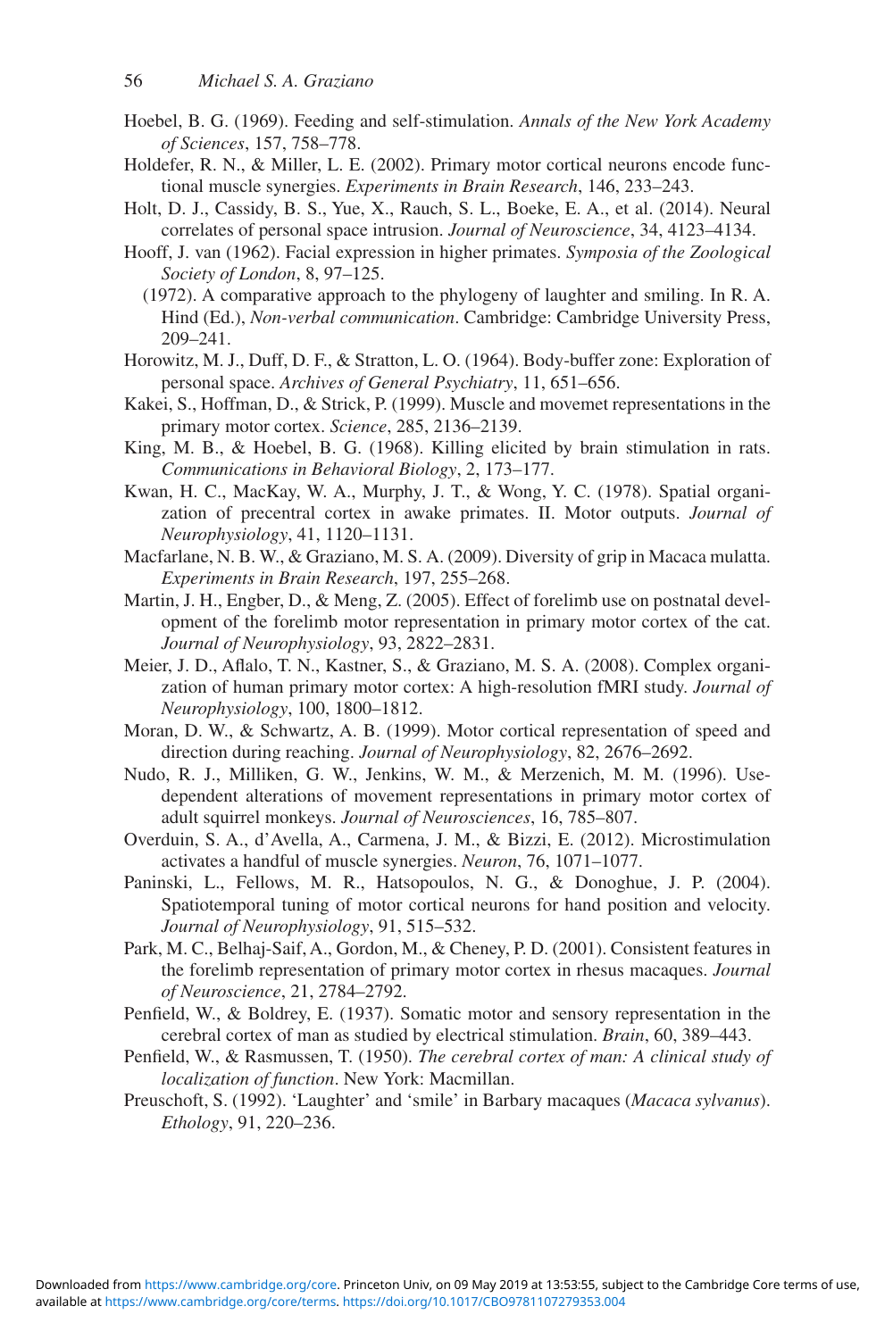Hoebel, B. G. (1969). Feeding and self-stimulation. *Annals of the New York Academy of Sciences*, 157, 758–778.

Holdefer, R. N., & Miller, L. E. (2002). Primary motor cortical neurons encode functional muscle synergies. *Experiments in Brain Research*, 146, 233–243.

Holt, D. J., Cassidy, B. S., Yue, X., Rauch, S. L., Boeke, E. A., et al. (2014). Neural correlates of personal space intrusion. *Journal of Neuroscience*, 34, 4123–4134.

Hooff, J. van (1962). Facial expression in higher primates. *Symposia of the Zoological Society of London*, 8, 97–125.

(1972). A comparative approach to the phylogeny of laughter and smiling. In R. A. Hind (Ed.), *Non-verbal communication*. Cambridge: Cambridge University Press, 209–241.

Horowitz, M. J., Duff, D. F., & Stratton, L. O. (1964). Body-buffer zone: Exploration of personal space. *Archives of General Psychiatry*, 11, 651–656.

Kakei, S., Hoffman, D., & Strick, P. (1999). Muscle and movemet representations in the primary motor cortex. *Science*, 285, 2136–2139.

King, M. B., & Hoebel, B. G. (1968). Killing elicited by brain stimulation in rats. *Communications in Behavioral Biology*, 2, 173–177.

Kwan, H. C., MacKay, W. A., Murphy, J. T., & Wong, Y. C. (1978). Spatial organization of precentral cortex in awake primates. II. Motor outputs. *Journal of Neurophysiology*, 41, 1120–1131.

Macfarlane, N. B. W., & Graziano, M. S. A. (2009). Diversity of grip in Macaca mulatta. *Experiments in Brain Research*, 197, 255–268.

Martin, J. H., Engber, D., & Meng, Z. (2005). Effect of forelimb use on postnatal development of the forelimb motor representation in primary motor cortex of the cat. *Journal of Neurophysiology*, 93, 2822–2831.

Meier, J. D., Aflalo, T. N., Kastner, S., & Graziano, M. S. A. (2008). Complex organization of human primary motor cortex: A high-resolution fMRI study. *Journal of Neurophysiology*, 100, 1800–1812.

Moran, D. W., & Schwartz, A. B. (1999). Motor cortical representation of speed and direction during reaching. *Journal of Neurophysiology*, 82, 2676–2692.

Nudo, R. J., Milliken, G. W., Jenkins, W. M., & Merzenich, M. M. (1996). Use-dependent alterations of movement representations in primary motor cortex of adult squirrel monkeys. *Journal of Neurosciences*, 16, 785–807.

Overduin, S. A., d'Avella, A., Carmena, J. M., & Bizzi, E. (2012). Microstimulation activates a handful of muscle synergies. *Neuron*, 76, 1071–1077.

Paninski, L., Fellows, M. R., Hatsopoulos, N. G., & Donoghue, J. P. (2004). Spatiotemporal tuning of motor cortical neurons for hand position and velocity. *Journal of Neurophysiology*, 91, 515–532.

Park, M. C., Belhaj-Saif, A., Gordon, M., & Cheney, P. D. (2001). Consistent features in the forelimb representation of primary motor cortex in rhesus macaques. *Journal of Neuroscience*, 21, 2784–2792.

Penfield, W., & Boldrey, E. (1937). Somatic motor and sensory representation in the cerebral cortex of man as studied by electrical stimulation. *Brain*, 60, 389–443.

Penfield, W., & Rasmussen, T. (1950). *The cerebral cortex of man: A clinical study of localization of function*. New York: Macmillan.

Preuschoft, S. (1992). 'Laughter' and 'smile' in Barbary macaques (*Macaca sylvanus*). *Ethology*, 91, 220–236.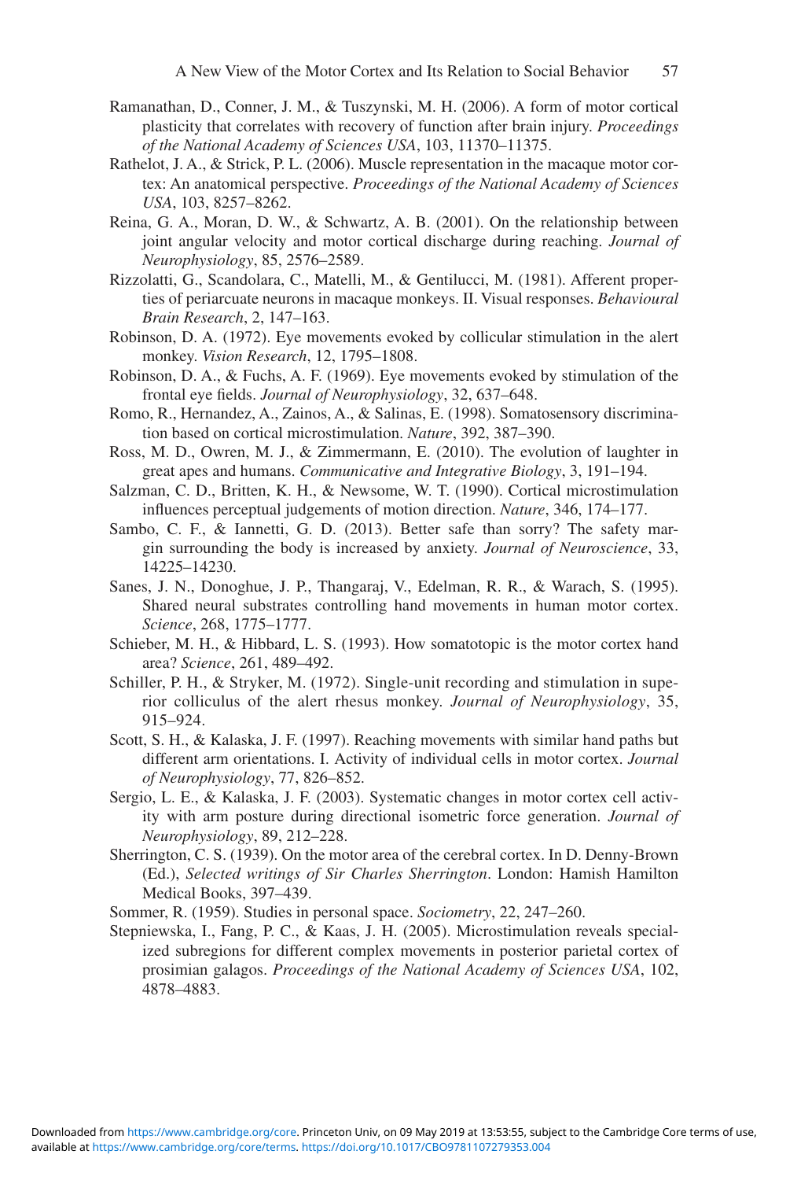Ramanathan, D., Conner, J. M., & Tuszynski, M. H. (2006). A form of motor cortical plasticity that correlates with recovery of function after brain injury. *Proceedings of the National Academy of Sciences USA*, 103, 11370–11375.

Rathelot, J. A., & Strick, P. L. (2006). Muscle representation in the macaque motor cortex: An anatomical perspective. *Proceedings of the National Academy of Sciences USA*, 103, 8257–8262.

Reina, G. A., Moran, D. W., & Schwartz, A. B. (2001). On the relationship between joint angular velocity and motor cortical discharge during reaching. *Journal of Neurophysiology*, 85, 2576–2589.

Rizzolatti, G., Scandolara, C., Matelli, M., & Gentilucci, M. (1981). Afferent properties of periarcuate neurons in macaque monkeys. II. Visual responses. *Behavioural Brain Research*, 2, 147–163.

Robinson, D. A. (1972). Eye movements evoked by collicular stimulation in the alert monkey. *Vision Research*, 12, 1795–1808.

Robinson, D. A., & Fuchs, A. F. (1969). Eye movements evoked by stimulation of the frontal eye fields. *Journal of Neurophysiology*, 32, 637–648.

Romo, R., Hernandez, A., Zainos, A., & Salinas, E. (1998). Somatosensory discrimination based on cortical microstimulation. *Nature*, 392, 387–390.

Ross, M. D., Owren, M. J., & Zimmermann, E. (2010). The evolution of laughter in great apes and humans. *Communicative and Integrative Biology*, 3, 191–194.

Salzman, C. D., Britten, K. H., & Newsome, W. T. (1990). Cortical microstimulation influences perceptual judgements of motion direction. *Nature*, 346, 174–177.

Sambo, C. F., & Iannetti, G. D. (2013). Better safe than sorry? The safety margin surrounding the body is increased by anxiety. *Journal of Neuroscience*, 33, 14225–14230.

Sanes, J. N., Donoghue, J. P., Thangaraj, V., Edelman, R. R., & Warach, S. (1995). Shared neural substrates controlling hand movements in human motor cortex. *Science*, 268, 1775–1777.

Schieber, M. H., & Hibbard, L. S. (1993). How somatotopic is the motor cortex hand area? *Science*, 261, 489–492.

Schiller, P. H., & Stryker, M. (1972). Single-unit recording and stimulation in superior colliculus of the alert rhesus monkey. *Journal of Neurophysiology*, 35, 915–924.

Scott, S. H., & Kalaska, J. F. (1997). Reaching movements with similar hand paths but different arm orientations. I. Activity of individual cells in motor cortex. *Journal of Neurophysiology*, 77, 826–852.

Sergio, L. E., & Kalaska, J. F. (2003). Systematic changes in motor cortex cell activity with arm posture during directional isometric force generation. *Journal of Neurophysiology*, 89, 212–228.

Sherrington, C. S. (1939). On the motor area of the cerebral cortex. In D. Denny-Brown (Ed.), *Selected writings of Sir Charles Sherrington*. London: Hamish Hamilton Medical Books, 397–439.

Sommer, R. (1959). Studies in personal space. *Sociometry*, 22, 247–260.

Stepniewska, I., Fang, P. C., & Kaas, J. H. (2005). Microstimulation reveals specialized subregions for different complex movements in posterior parietal cortex of prosimian galagos. *Proceedings of the National Academy of Sciences USA*, 102, 4878–4883.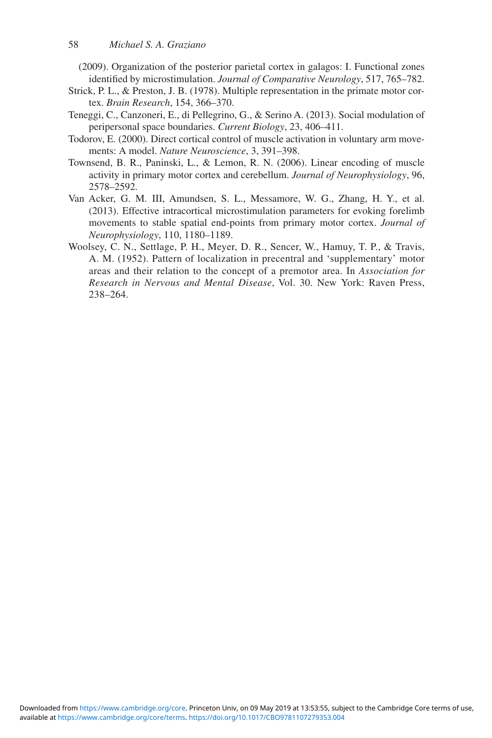(2009). Organization of the posterior parietal cortex in galagos: I. Functional zones identified by microstimulation. *Journal of Comparative Neurology*, 517, 765–782.

Strick, P. L., & Preston, J. B. (1978). Multiple representation in the primate motor cortex. *Brain Research*, 154, 366–370.

Teneggi, C., Canzoneri, E., di Pellegrino, G., & Serino A. (2013). Social modulation of peripersonal space boundaries. *Current Biology*, 23, 406–411.

Todorov, E. (2000). Direct cortical control of muscle activation in voluntary arm movements: A model. *Nature Neuroscience*, 3, 391–398.

Townsend, B. R., Paninski, L., & Lemon, R. N. (2006). Linear encoding of muscle activity in primary motor cortex and cerebellum. *Journal of Neurophysiology*, 96, 2578–2592.

Van Acker, G. M. III, Amundsen, S. L., Messamore, W. G., Zhang, H. Y., et al. (2013). Effective intracortical microstimulation parameters for evoking forelimb movements to stable spatial end-points from primary motor cortex. *Journal of Neurophysiology*, 110, 1180–1189.

Woolsey, C. N., Settlage, P. H., Meyer, D. R., Sencer, W., Hamuy, T. P., & Travis, A. M. (1952). Pattern of localization in precentral and 'supplementary' motor areas and their relation to the concept of a premotor area. In *Association for Research in Nervous and Mental Disease*, Vol. 30. New York: Raven Press, 238–264.